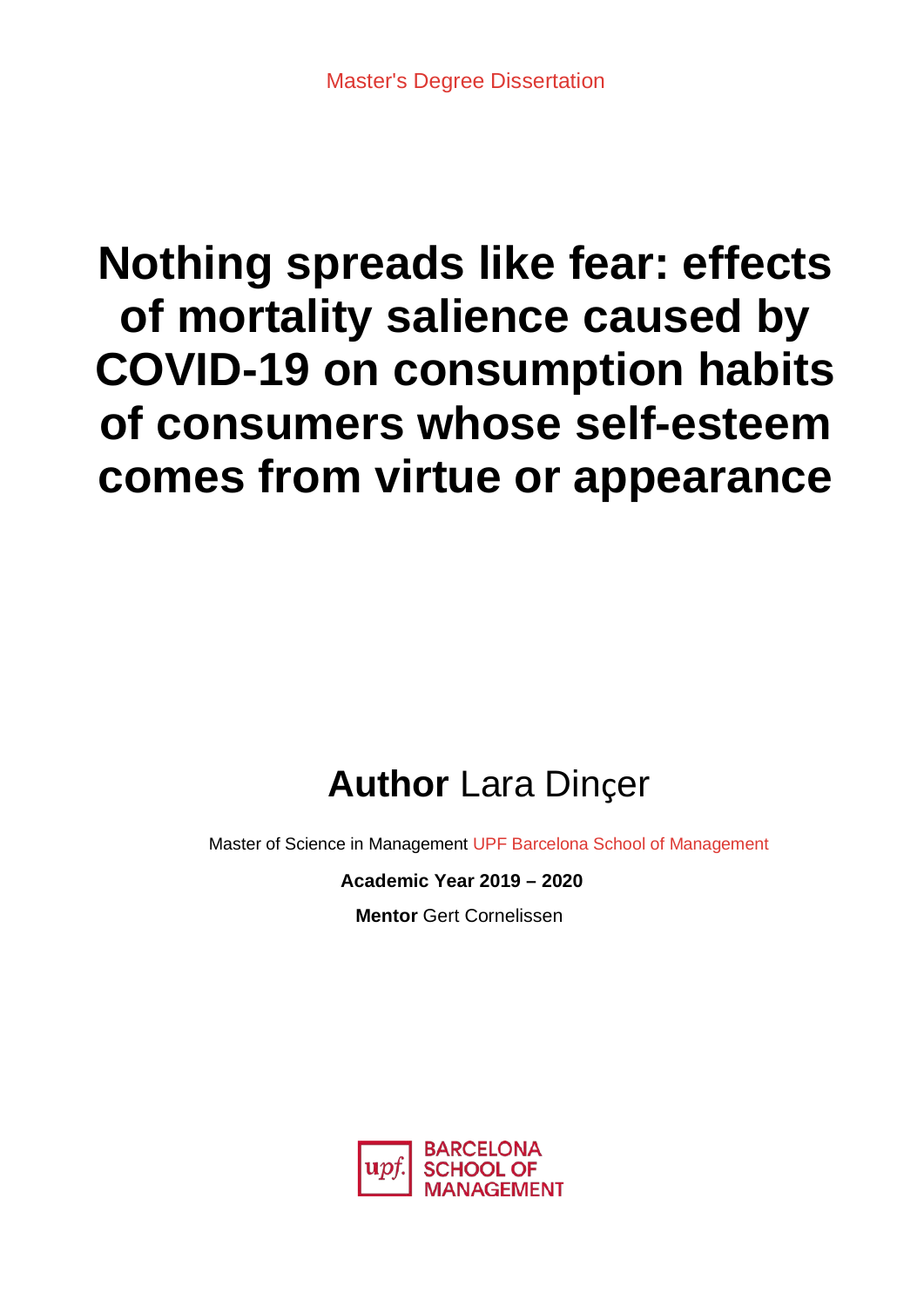Master's Degree Dissertation

# Nothing spreads like fear: effects of mortality salience caused by COVID-19 on consumption habits of consumers whose self-esteem comes from virtue or appearance

## **Author** Lara Dinçer

Master of Science in Management UPF Barcelona School of Management

**Academic Year 2019 – 2020**

**Mentor** Gert Cornelissen

upf. BARCELONA SCHOOL OF MANAGEMENT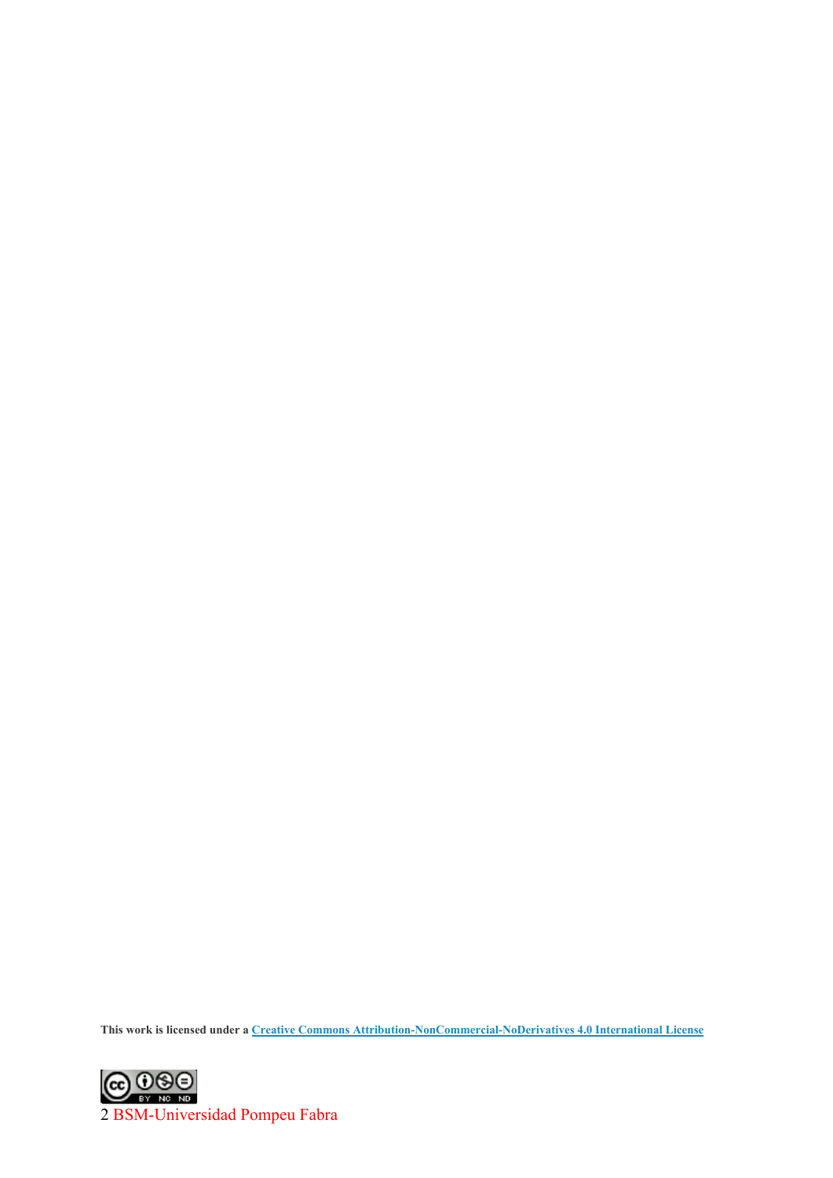**This work is licensed under a [Creative Commons Attribution-NonCommercial-NoDerivatives 4.0 International License](http://creativecommons.org/licenses/by-nc-nd/4.0/)**

BSM-Universidad Pompeu Fabra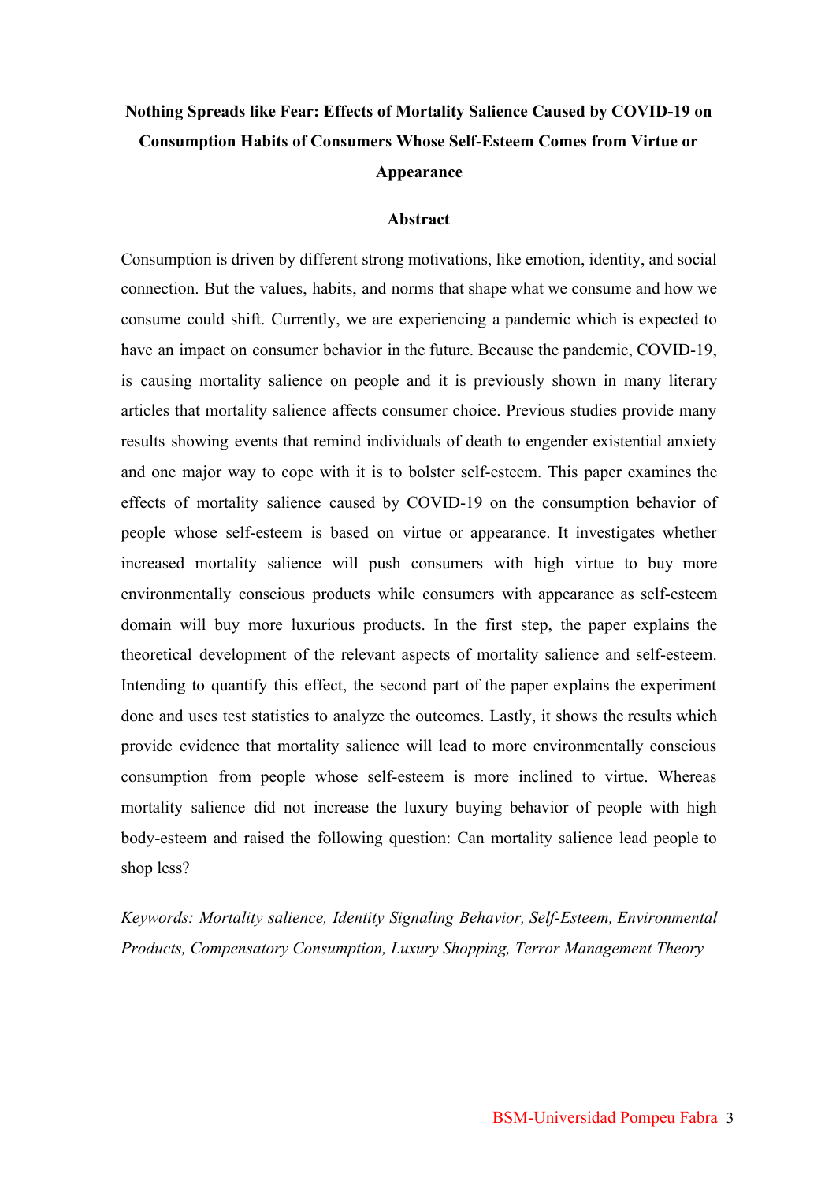# Nothing Spreads like Fear: Effects of Mortality Salience Caused by COVID-19 on Consumption Habits of Consumers Whose Self-Esteem Comes from Virtue or Appearance

## Abstract

Consumption is driven by different strong motivations, like emotion, identity, and social connection. But the values, habits, and norms that shape what we consume and how we consume could shift. Currently, we are experiencing a pandemic which is expected to have an impact on consumer behavior in the future. Because the pandemic, COVID-19, is causing mortality salience on people and it is previously shown in many literary articles that mortality salience affects consumer choice. Previous studies provide many results showing events that remind individuals of death to engender existential anxiety and one major way to cope with it is to bolster self-esteem. This paper examines the effects of mortality salience caused by COVID-19 on the consumption behavior of people whose self-esteem is based on virtue or appearance. It investigates whether increased mortality salience will push consumers with high virtue to buy more environmentally conscious products while consumers with appearance as self-esteem domain will buy more luxurious products. In the first step, the paper explains the theoretical development of the relevant aspects of mortality salience and self-esteem. Intending to quantify this effect, the second part of the paper explains the experiment done and uses test statistics to analyze the outcomes. Lastly, it shows the results which provide evidence that mortality salience will lead to more environmentally conscious consumption from people whose self-esteem is more inclined to virtue. Whereas mortality salience did not increase the luxury buying behavior of people with high body-esteem and raised the following question: Can mortality salience lead people to shop less?

*Keywords: Mortality salience, Identity Signaling Behavior, Self-Esteem, Environmental Products, Compensatory Consumption, Luxury Shopping, Terror Management Theory*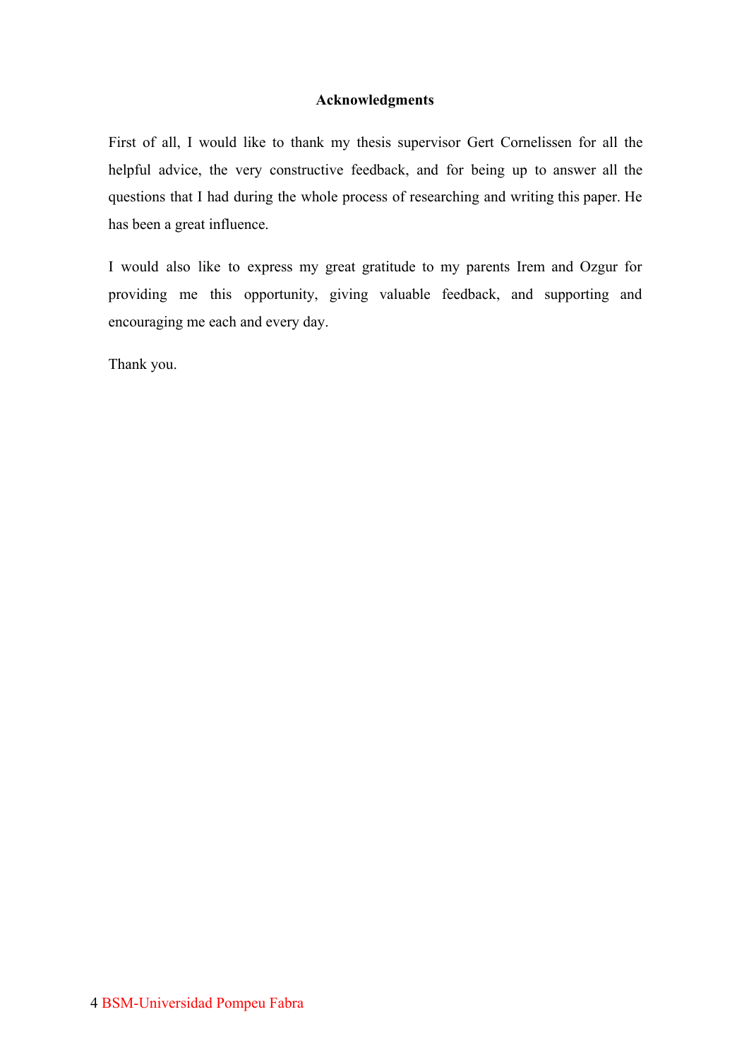## Acknowledgments

First of all, I would like to thank my thesis supervisor Gert Cornelissen for all the helpful advice, the very constructive feedback, and for being up to answer all the questions that I had during the whole process of researching and writing this paper. He has been a great influence.

I would also like to express my great gratitude to my parents Irem and Ozgur for providing me this opportunity, giving valuable feedback, and supporting and encouraging me each and every day.

Thank you.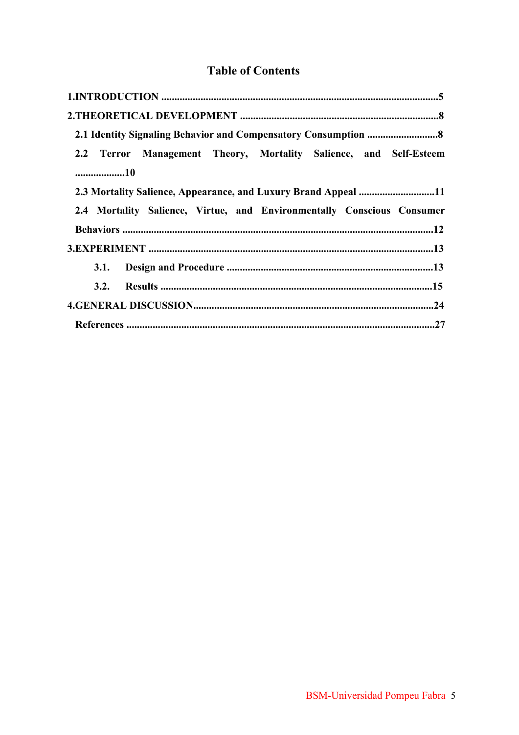# Table of Contents

**1.INTRODUCTION** ........................................................................................................5

**2.THEORETICAL DEVELOPMENT** ...........................................................................8

- **2.1 Identity Signaling Behavior and Compensatory Consumption** ..........................8
- **2.2 Terror Management Theory, Mortality Salience, and Self-Esteem** ...................10
- **2.3 Mortality Salience, Appearance, and Luxury Brand Appeal** ............................11
- **2.4 Mortality Salience, Virtue, and Environmentally Conscious Consumer Behaviors** ......................................................................................................12

**3.EXPERIMENT** ...........................................................................................................13

- **3.1. Design and Procedure** .............................................................................13
- **3.2. Results** .......................................................................................................15

**4.GENERAL DISCUSSION**...........................................................................................24

**References** ....................................................................................................................27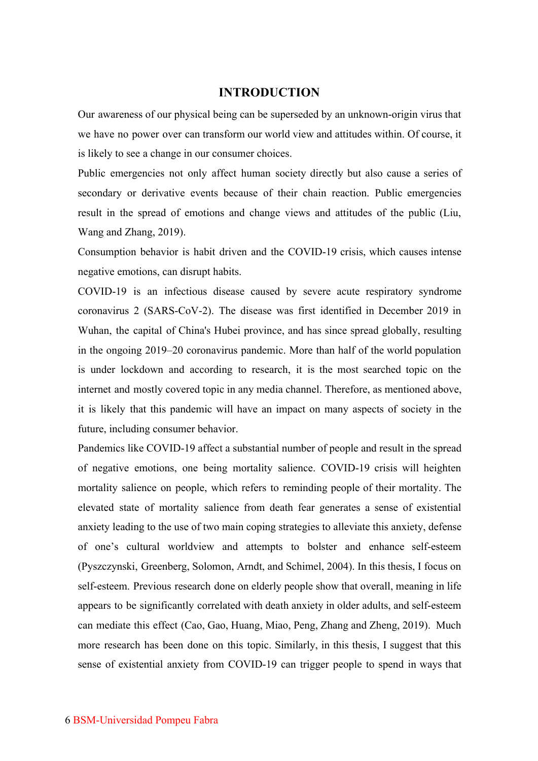# INTRODUCTION

Our awareness of our physical being can be superseded by an unknown-origin virus that we have no power over can transform our world view and attitudes within. Of course, it is likely to see a change in our consumer choices.

Public emergencies not only affect human society directly but also cause a series of secondary or derivative events because of their chain reaction. Public emergencies result in the spread of emotions and change views and attitudes of the public (Liu, Wang and Zhang, 2019).

Consumption behavior is habit driven and the COVID-19 crisis, which causes intense negative emotions, can disrupt habits.

COVID-19 is an infectious disease caused by severe acute respiratory syndrome coronavirus 2 (SARS-CoV-2). The disease was first identified in December 2019 in Wuhan, the capital of China's Hubei province, and has since spread globally, resulting in the ongoing 2019–20 coronavirus pandemic. More than half of the world population is under lockdown and according to research, it is the most searched topic on the internet and mostly covered topic in any media channel. Therefore, as mentioned above, it is likely that this pandemic will have an impact on many aspects of society in the future, including consumer behavior.

Pandemics like COVID-19 affect a substantial number of people and result in the spread of negative emotions, one being mortality salience. COVID-19 crisis will heighten mortality salience on people, which refers to reminding people of their mortality. The elevated state of mortality salience from death fear generates a sense of existential anxiety leading to the use of two main coping strategies to alleviate this anxiety, defense of one's cultural worldview and attempts to bolster and enhance self-esteem (Pyszczynski, Greenberg, Solomon, Arndt, and Schimel, 2004). In this thesis, I focus on self-esteem. Previous research done on elderly people show that overall, meaning in life appears to be significantly correlated with death anxiety in older adults, and self-esteem can mediate this effect (Cao, Gao, Huang, Miao, Peng, Zhang and Zheng, 2019). Much more research has been done on this topic. Similarly, in this thesis, I suggest that this sense of existential anxiety from COVID-19 can trigger people to spend in ways that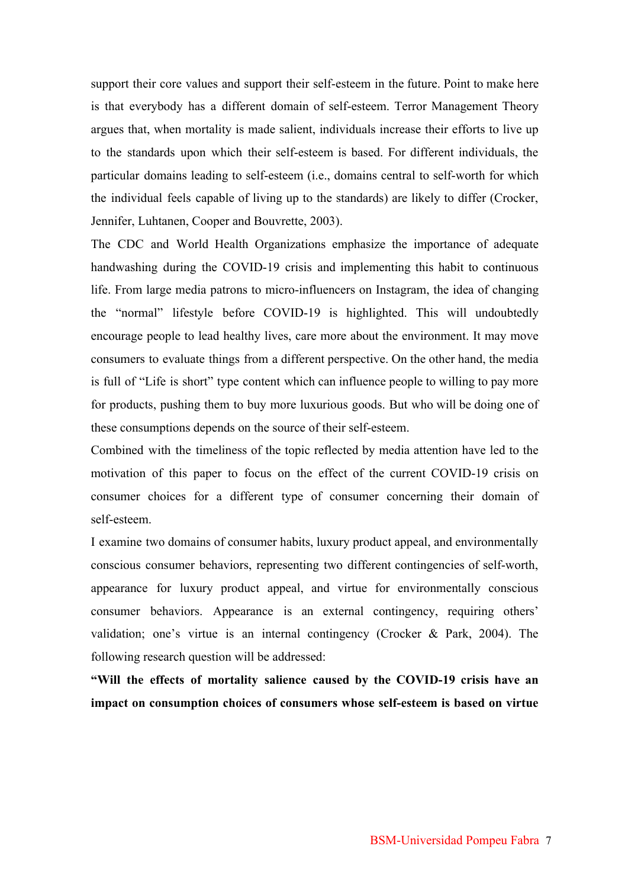support their core values and support their self-esteem in the future. Point to make here is that everybody has a different domain of self-esteem. Terror Management Theory argues that, when mortality is made salient, individuals increase their efforts to live up to the standards upon which their self-esteem is based. For different individuals, the particular domains leading to self-esteem (i.e., domains central to self-worth for which the individual feels capable of living up to the standards) are likely to differ (Crocker, Jennifer, Luhtanen, Cooper and Bouvrette, 2003).

The CDC and World Health Organizations emphasize the importance of adequate handwashing during the COVID-19 crisis and implementing this habit to continuous life. From large media patrons to micro-influencers on Instagram, the idea of changing the "normal" lifestyle before COVID-19 is highlighted. This will undoubtedly encourage people to lead healthy lives, care more about the environment. It may move consumers to evaluate things from a different perspective. On the other hand, the media is full of "Life is short" type content which can influence people to willing to pay more for products, pushing them to buy more luxurious goods. But who will be doing one of these consumptions depends on the source of their self-esteem.

Combined with the timeliness of the topic reflected by media attention have led to the motivation of this paper to focus on the effect of the current COVID-19 crisis on consumer choices for a different type of consumer concerning their domain of self-esteem.

I examine two domains of consumer habits, luxury product appeal, and environmentally conscious consumer behaviors, representing two different contingencies of self-worth, appearance for luxury product appeal, and virtue for environmentally conscious consumer behaviors. Appearance is an external contingency, requiring others' validation; one's virtue is an internal contingency (Crocker & Park, 2004). The following research question will be addressed:

**"Will the effects of mortality salience caused by the COVID-19 crisis have an impact on consumption choices of consumers whose self-esteem is based on virtue**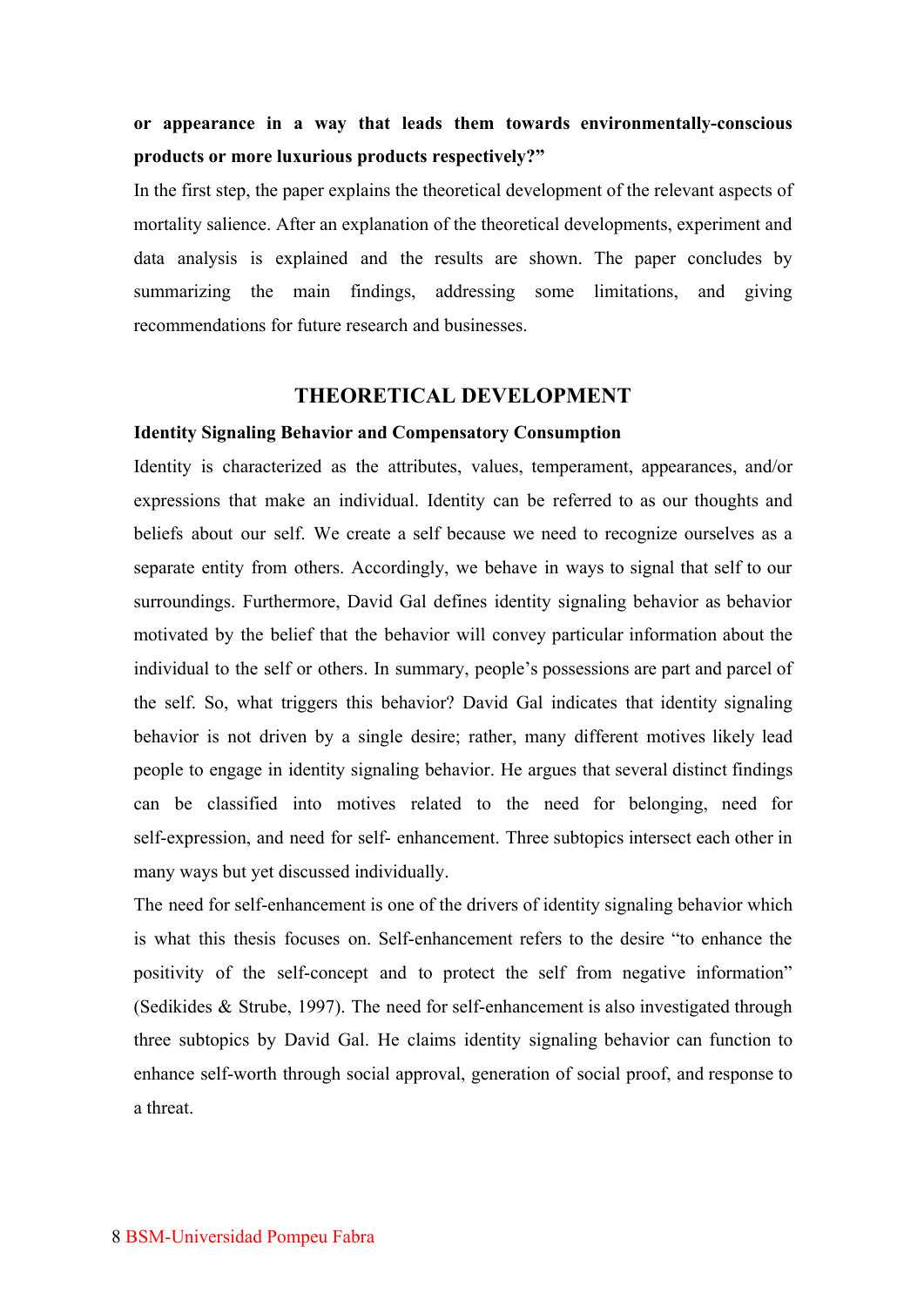**or appearance in a way that leads them towards environmentally-conscious products or more luxurious products respectively?"**

In the first step, the paper explains the theoretical development of the relevant aspects of mortality salience. After an explanation of the theoretical developments, experiment and data analysis is explained and the results are shown. The paper concludes by summarizing the main findings, addressing some limitations, and giving recommendations for future research and businesses.

## THEORETICAL DEVELOPMENT

### Identity Signaling Behavior and Compensatory Consumption

Identity is characterized as the attributes, values, temperament, appearances, and/or expressions that make an individual. Identity can be referred to as our thoughts and beliefs about our self. We create a self because we need to recognize ourselves as a separate entity from others. Accordingly, we behave in ways to signal that self to our surroundings. Furthermore, David Gal defines identity signaling behavior as behavior motivated by the belief that the behavior will convey particular information about the individual to the self or others. In summary, people's possessions are part and parcel of the self. So, what triggers this behavior? David Gal indicates that identity signaling behavior is not driven by a single desire; rather, many different motives likely lead people to engage in identity signaling behavior. He argues that several distinct findings can be classified into motives related to the need for belonging, need for self-expression, and need for self- enhancement. Three subtopics intersect each other in many ways but yet discussed individually.

The need for self-enhancement is one of the drivers of identity signaling behavior which is what this thesis focuses on. Self-enhancement refers to the desire "to enhance the positivity of the self-concept and to protect the self from negative information" (Sedikides & Strube, 1997). The need for self-enhancement is also investigated through three subtopics by David Gal. He claims identity signaling behavior can function to enhance self-worth through social approval, generation of social proof, and response to a threat.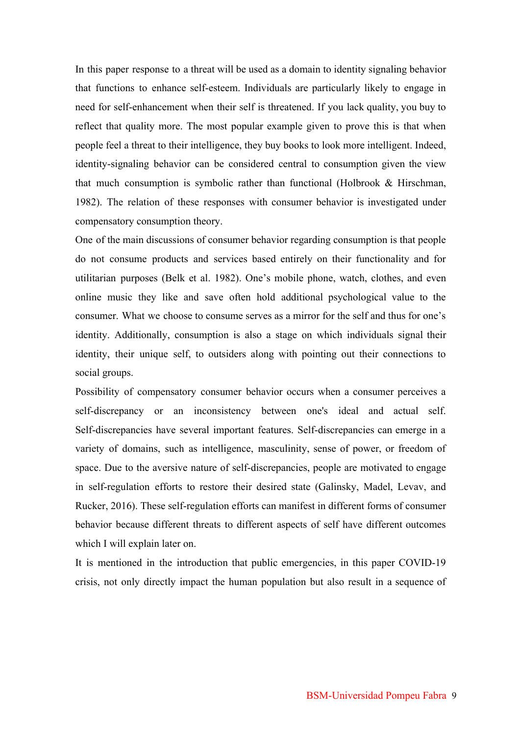In this paper response to a threat will be used as a domain to identity signaling behavior that functions to enhance self-esteem. Individuals are particularly likely to engage in need for self-enhancement when their self is threatened. If you lack quality, you buy to reflect that quality more. The most popular example given to prove this is that when people feel a threat to their intelligence, they buy books to look more intelligent. Indeed, identity-signaling behavior can be considered central to consumption given the view that much consumption is symbolic rather than functional (Holbrook & Hirschman, 1982). The relation of these responses with consumer behavior is investigated under compensatory consumption theory.

One of the main discussions of consumer behavior regarding consumption is that people do not consume products and services based entirely on their functionality and for utilitarian purposes (Belk et al. 1982). One's mobile phone, watch, clothes, and even online music they like and save often hold additional psychological value to the consumer. What we choose to consume serves as a mirror for the self and thus for one's identity. Additionally, consumption is also a stage on which individuals signal their identity, their unique self, to outsiders along with pointing out their connections to social groups.

Possibility of compensatory consumer behavior occurs when a consumer perceives a self-discrepancy or an inconsistency between one's ideal and actual self. Self-discrepancies have several important features. Self-discrepancies can emerge in a variety of domains, such as intelligence, masculinity, sense of power, or freedom of space. Due to the aversive nature of self-discrepancies, people are motivated to engage in self-regulation efforts to restore their desired state (Galinsky, Madel, Levav, and Rucker, 2016). These self-regulation efforts can manifest in different forms of consumer behavior because different threats to different aspects of self have different outcomes which I will explain later on.

It is mentioned in the introduction that public emergencies, in this paper COVID-19 crisis, not only directly impact the human population but also result in a sequence of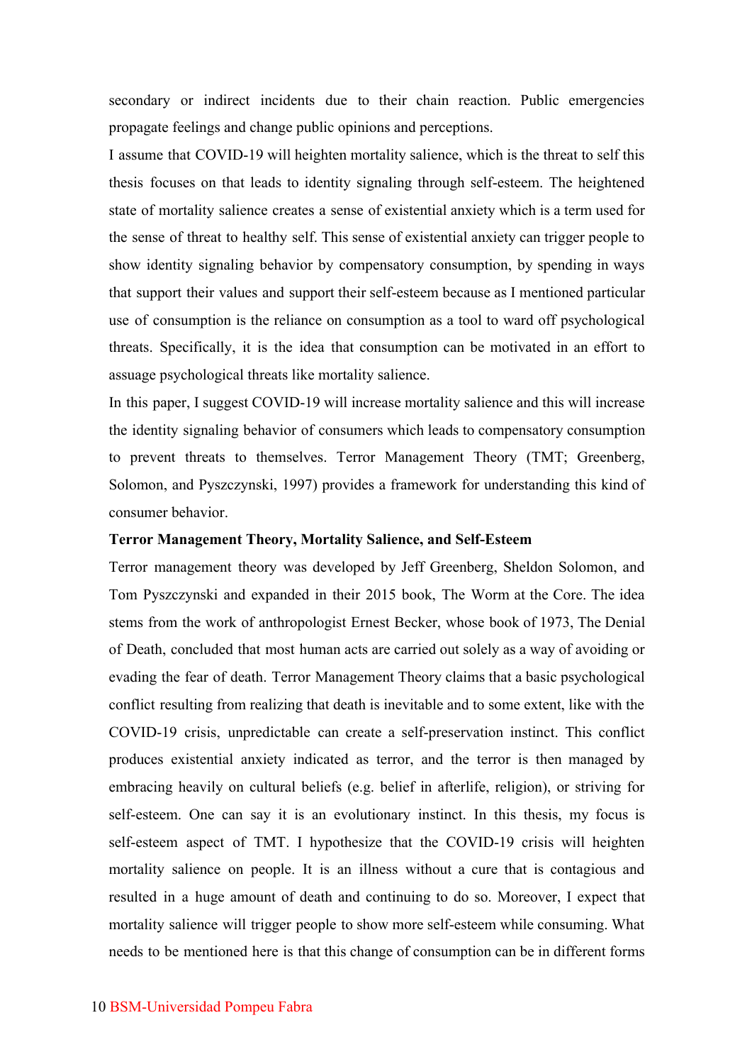secondary or indirect incidents due to their chain reaction. Public emergencies propagate feelings and change public opinions and perceptions.

I assume that COVID-19 will heighten mortality salience, which is the threat to self this thesis focuses on that leads to identity signaling through self-esteem. The heightened state of mortality salience creates a sense of existential anxiety which is a term used for the sense of threat to healthy self. This sense of existential anxiety can trigger people to show identity signaling behavior by compensatory consumption, by spending in ways that support their values and support their self-esteem because as I mentioned particular use of consumption is the reliance on consumption as a tool to ward off psychological threats. Specifically, it is the idea that consumption can be motivated in an effort to assuage psychological threats like mortality salience.

In this paper, I suggest COVID-19 will increase mortality salience and this will increase the identity signaling behavior of consumers which leads to compensatory consumption to prevent threats to themselves. Terror Management Theory (TMT; Greenberg, Solomon, and Pyszczynski, 1997) provides a framework for understanding this kind of consumer behavior.

**Terror Management Theory, Mortality Salience, and Self-Esteem**

Terror management theory was developed by Jeff Greenberg, Sheldon Solomon, and Tom Pyszczynski and expanded in their 2015 book, The Worm at the Core. The idea stems from the work of anthropologist Ernest Becker, whose book of 1973, The Denial of Death, concluded that most human acts are carried out solely as a way of avoiding or evading the fear of death. Terror Management Theory claims that a basic psychological conflict resulting from realizing that death is inevitable and to some extent, like with the COVID-19 crisis, unpredictable can create a self-preservation instinct. This conflict produces existential anxiety indicated as terror, and the terror is then managed by embracing heavily on cultural beliefs (e.g. belief in afterlife, religion), or striving for self-esteem. One can say it is an evolutionary instinct. In this thesis, my focus is self-esteem aspect of TMT. I hypothesize that the COVID-19 crisis will heighten mortality salience on people. It is an illness without a cure that is contagious and resulted in a huge amount of death and continuing to do so. Moreover, I expect that mortality salience will trigger people to show more self-esteem while consuming. What needs to be mentioned here is that this change of consumption can be in different forms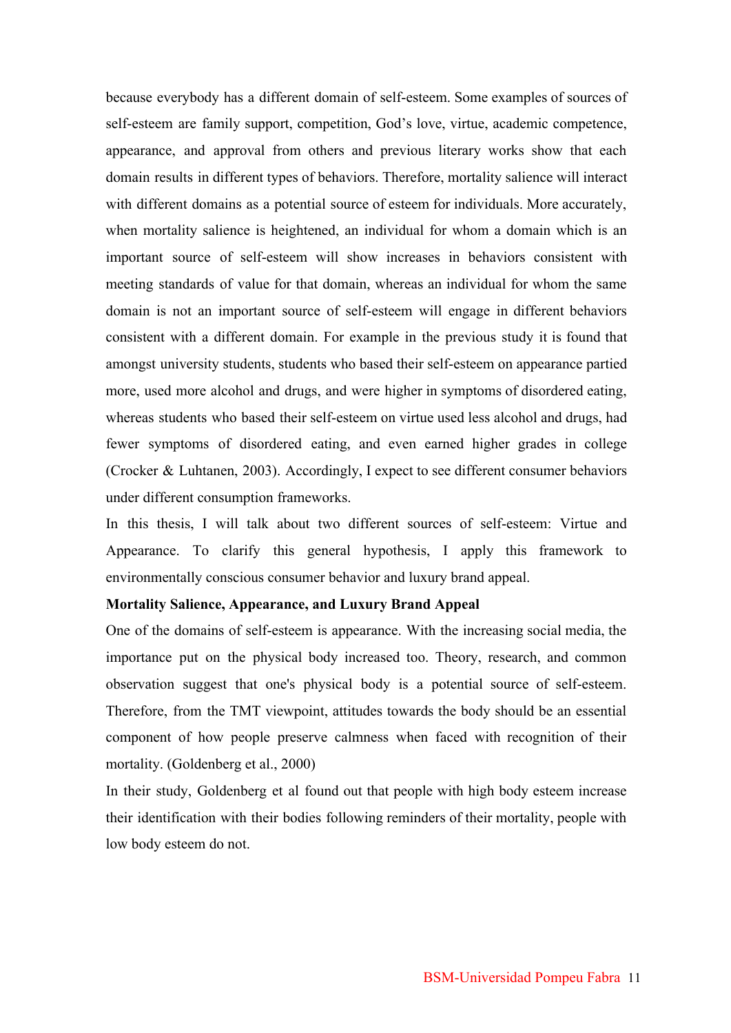because everybody has a different domain of self-esteem. Some examples of sources of self-esteem are family support, competition, God's love, virtue, academic competence, appearance, and approval from others and previous literary works show that each domain results in different types of behaviors. Therefore, mortality salience will interact with different domains as a potential source of esteem for individuals. More accurately, when mortality salience is heightened, an individual for whom a domain which is an important source of self-esteem will show increases in behaviors consistent with meeting standards of value for that domain, whereas an individual for whom the same domain is not an important source of self-esteem will engage in different behaviors consistent with a different domain. For example in the previous study it is found that amongst university students, students who based their self-esteem on appearance partied more, used more alcohol and drugs, and were higher in symptoms of disordered eating, whereas students who based their self-esteem on virtue used less alcohol and drugs, had fewer symptoms of disordered eating, and even earned higher grades in college (Crocker & Luhtanen, 2003). Accordingly, I expect to see different consumer behaviors under different consumption frameworks.

In this thesis, I will talk about two different sources of self-esteem: Virtue and Appearance. To clarify this general hypothesis, I apply this framework to environmentally conscious consumer behavior and luxury brand appeal.

**Mortality Salience, Appearance, and Luxury Brand Appeal**

One of the domains of self-esteem is appearance. With the increasing social media, the importance put on the physical body increased too. Theory, research, and common observation suggest that one's physical body is a potential source of self-esteem. Therefore, from the TMT viewpoint, attitudes towards the body should be an essential component of how people preserve calmness when faced with recognition of their mortality. (Goldenberg et al., 2000)

In their study, Goldenberg et al found out that people with high body esteem increase their identification with their bodies following reminders of their mortality, people with low body esteem do not.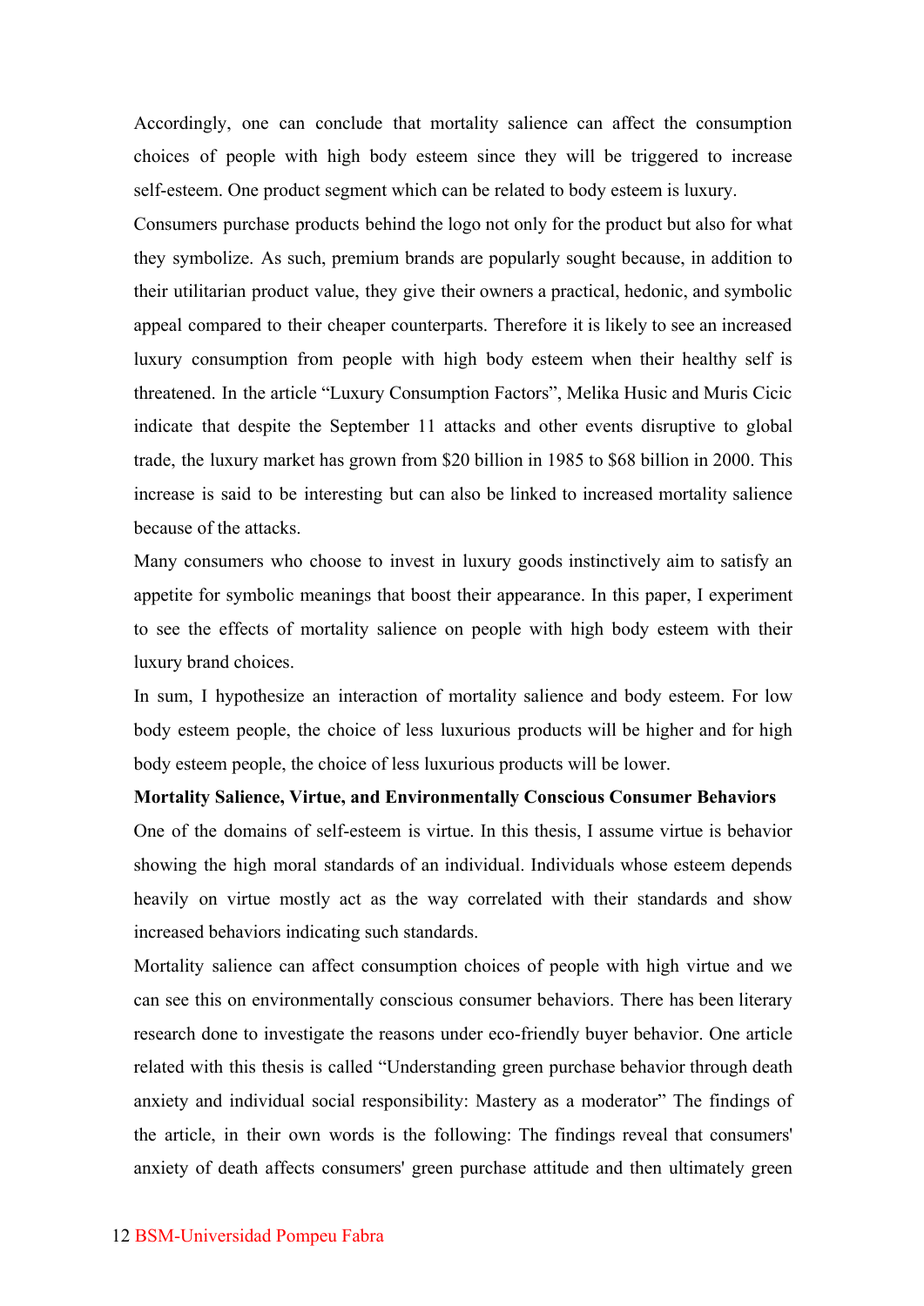Accordingly, one can conclude that mortality salience can affect the consumption choices of people with high body esteem since they will be triggered to increase self-esteem. One product segment which can be related to body esteem is luxury.

Consumers purchase products behind the logo not only for the product but also for what they symbolize. As such, premium brands are popularly sought because, in addition to their utilitarian product value, they give their owners a practical, hedonic, and symbolic appeal compared to their cheaper counterparts. Therefore it is likely to see an increased luxury consumption from people with high body esteem when their healthy self is threatened. In the article "Luxury Consumption Factors", Melika Husic and Muris Cicic indicate that despite the September 11 attacks and other events disruptive to global trade, the luxury market has grown from $20 billion in 1985 to $68 billion in 2000. This increase is said to be interesting but can also be linked to increased mortality salience because of the attacks.

Many consumers who choose to invest in luxury goods instinctively aim to satisfy an appetite for symbolic meanings that boost their appearance. In this paper, I experiment to see the effects of mortality salience on people with high body esteem with their luxury brand choices.

In sum, I hypothesize an interaction of mortality salience and body esteem. For low body esteem people, the choice of less luxurious products will be higher and for high body esteem people, the choice of less luxurious products will be lower.

**Mortality Salience, Virtue, and Environmentally Conscious Consumer Behaviors**

One of the domains of self-esteem is virtue. In this thesis, I assume virtue is behavior showing the high moral standards of an individual. Individuals whose esteem depends heavily on virtue mostly act as the way correlated with their standards and show increased behaviors indicating such standards.

Mortality salience can affect consumption choices of people with high virtue and we can see this on environmentally conscious consumer behaviors. There has been literary research done to investigate the reasons under eco-friendly buyer behavior. One article related with this thesis is called "Understanding green purchase behavior through death anxiety and individual social responsibility: Mastery as a moderator" The findings of the article, in their own words is the following: The findings reveal that consumers' anxiety of death affects consumers' green purchase attitude and then ultimately green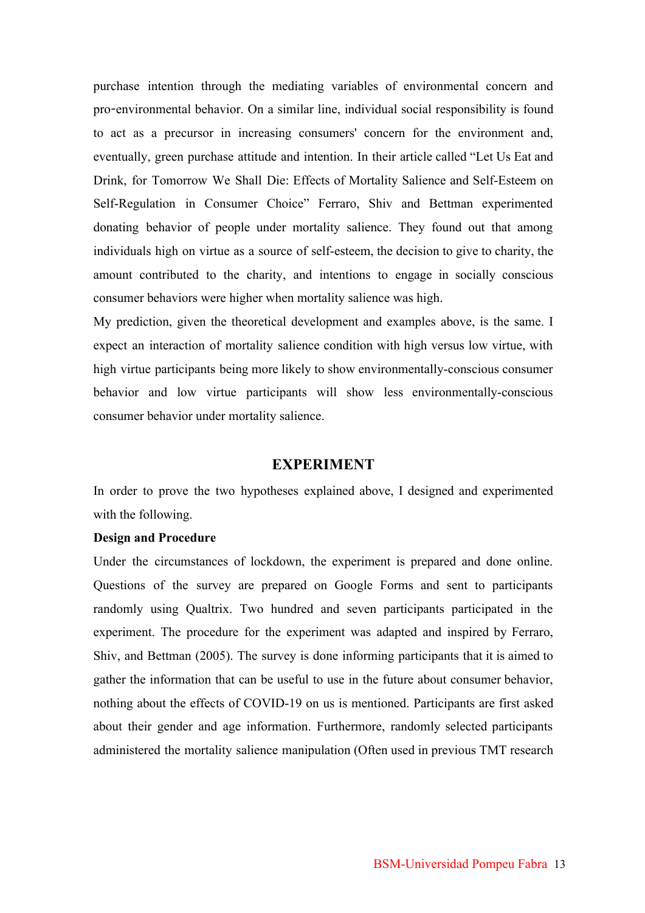purchase intention through the mediating variables of environmental concern and pro‐environmental behavior. On a similar line, individual social responsibility is found to act as a precursor in increasing consumers' concern for the environment and, eventually, green purchase attitude and intention. In their article called "Let Us Eat and Drink, for Tomorrow We Shall Die: Effects of Mortality Salience and Self-Esteem on Self-Regulation in Consumer Choice" Ferraro, Shiv and Bettman experimented donating behavior of people under mortality salience. They found out that among individuals high on virtue as a source of self-esteem, the decision to give to charity, the amount contributed to the charity, and intentions to engage in socially conscious consumer behaviors were higher when mortality salience was high.

My prediction, given the theoretical development and examples above, is the same. I expect an interaction of mortality salience condition with high versus low virtue, with high virtue participants being more likely to show environmentally-conscious consumer behavior and low virtue participants will show less environmentally-conscious consumer behavior under mortality salience.

## EXPERIMENT

In order to prove the two hypotheses explained above, I designed and experimented with the following.

**Design and Procedure**

Under the circumstances of lockdown, the experiment is prepared and done online. Questions of the survey are prepared on Google Forms and sent to participants randomly using Qualtrix. Two hundred and seven participants participated in the experiment. The procedure for the experiment was adapted and inspired by Ferraro, Shiv, and Bettman (2005). The survey is done informing participants that it is aimed to gather the information that can be useful to use in the future about consumer behavior, nothing about the effects of COVID-19 on us is mentioned. Participants are first asked about their gender and age information. Furthermore, randomly selected participants administered the mortality salience manipulation (Often used in previous TMT research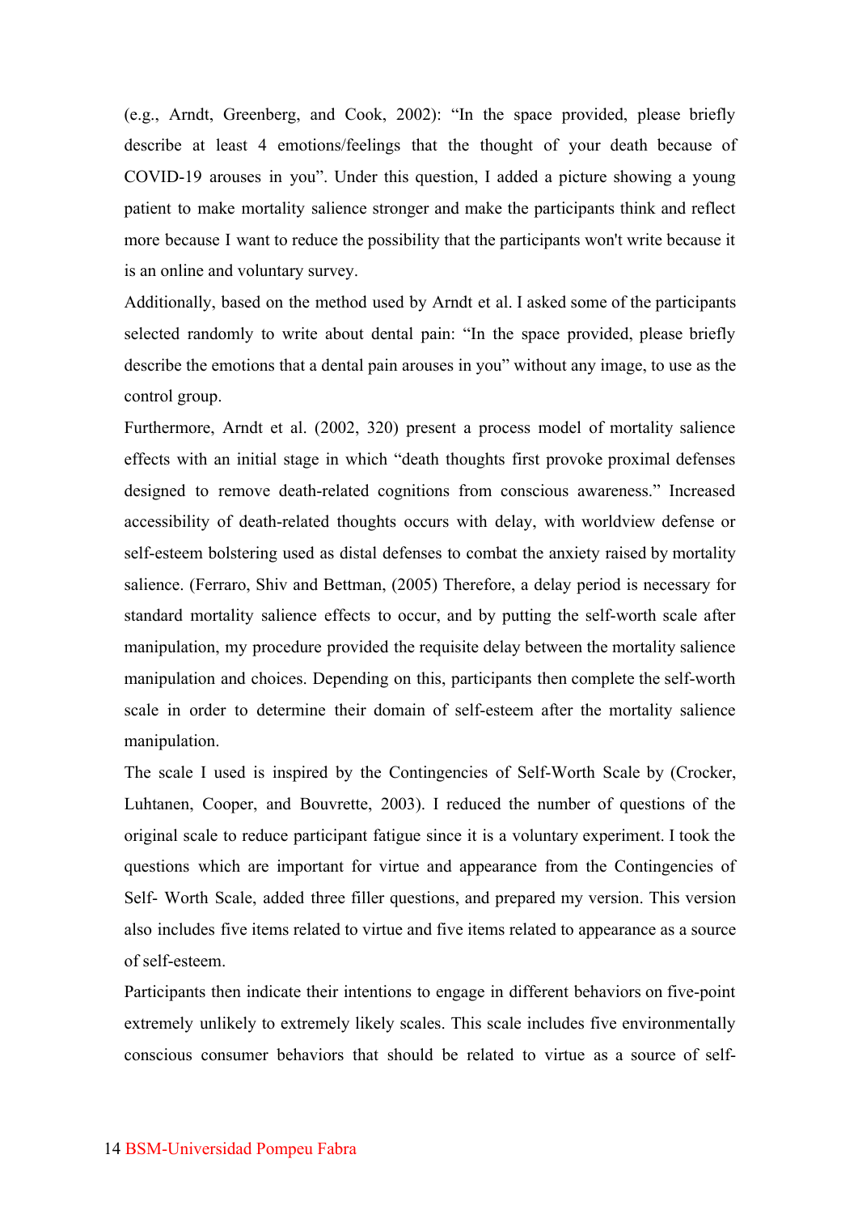(e.g., Arndt, Greenberg, and Cook, 2002): “In the space provided, please briefly describe at least 4 emotions/feelings that the thought of your death because of COVID-19 arouses in you”. Under this question, I added a picture showing a young patient to make mortality salience stronger and make the participants think and reflect more because I want to reduce the possibility that the participants won't write because it is an online and voluntary survey.

Additionally, based on the method used by Arndt et al. I asked some of the participants selected randomly to write about dental pain: “In the space provided, please briefly describe the emotions that a dental pain arouses in you” without any image, to use as the control group.

Furthermore, Arndt et al. (2002, 320) present a process model of mortality salience effects with an initial stage in which “death thoughts first provoke proximal defenses designed to remove death-related cognitions from conscious awareness.” Increased accessibility of death-related thoughts occurs with delay, with worldview defense or self-esteem bolstering used as distal defenses to combat the anxiety raised by mortality salience. (Ferraro, Shiv and Bettman, (2005) Therefore, a delay period is necessary for standard mortality salience effects to occur, and by putting the self-worth scale after manipulation, my procedure provided the requisite delay between the mortality salience manipulation and choices. Depending on this, participants then complete the self-worth scale in order to determine their domain of self-esteem after the mortality salience manipulation.

The scale I used is inspired by the Contingencies of Self-Worth Scale by (Crocker, Luhtanen, Cooper, and Bouvrette, 2003). I reduced the number of questions of the original scale to reduce participant fatigue since it is a voluntary experiment. I took the questions which are important for virtue and appearance from the Contingencies of Self- Worth Scale, added three filler questions, and prepared my version. This version also includes five items related to virtue and five items related to appearance as a source of self-esteem.

Participants then indicate their intentions to engage in different behaviors on five-point extremely unlikely to extremely likely scales. This scale includes five environmentally conscious consumer behaviors that should be related to virtue as a source of self-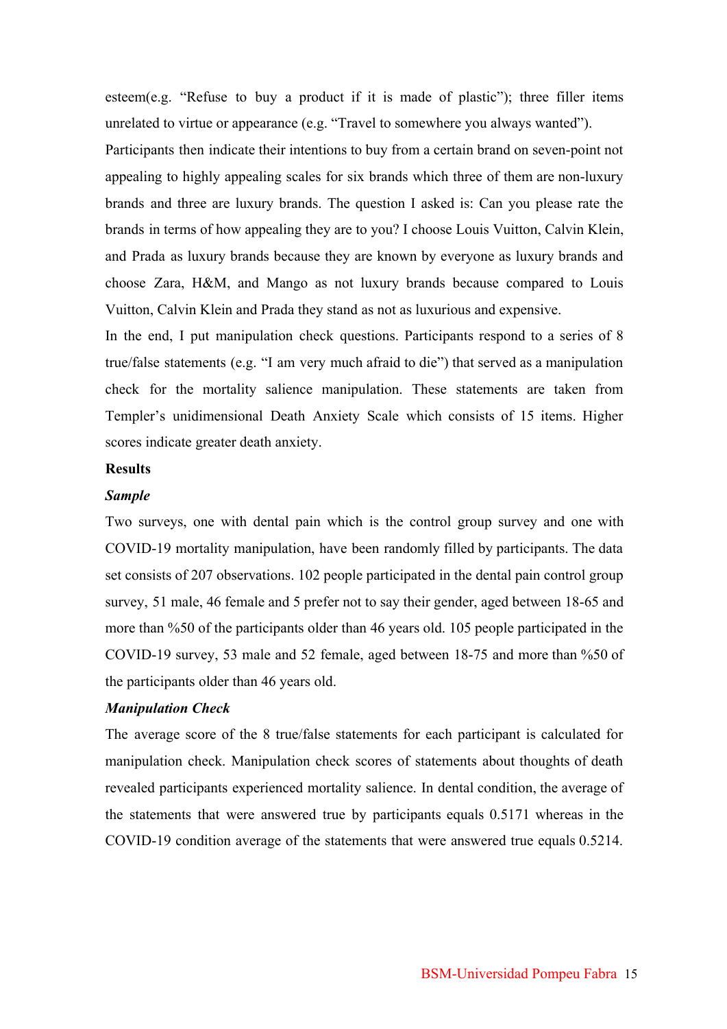esteem(e.g. “Refuse to buy a product if it is made of plastic”); three filler items unrelated to virtue or appearance (e.g. “Travel to somewhere you always wanted”).

Participants then indicate their intentions to buy from a certain brand on seven-point not appealing to highly appealing scales for six brands which three of them are non-luxury brands and three are luxury brands. The question I asked is: Can you please rate the brands in terms of how appealing they are to you? I choose Louis Vuitton, Calvin Klein, and Prada as luxury brands because they are known by everyone as luxury brands and choose Zara, H&M, and Mango as not luxury brands because compared to Louis Vuitton, Calvin Klein and Prada they stand as not as luxurious and expensive.

In the end, I put manipulation check questions. Participants respond to a series of 8 true/false statements (e.g. “I am very much afraid to die”) that served as a manipulation check for the mortality salience manipulation. These statements are taken from Templer’s unidimensional Death Anxiety Scale which consists of 15 items. Higher scores indicate greater death anxiety.

**Results**

***Sample***

Two surveys, one with dental pain which is the control group survey and one with COVID-19 mortality manipulation, have been randomly filled by participants. The data set consists of 207 observations. 102 people participated in the dental pain control group survey, 51 male, 46 female and 5 prefer not to say their gender, aged between 18-65 and more than %50 of the participants older than 46 years old. 105 people participated in the COVID-19 survey, 53 male and 52 female, aged between 18-75 and more than %50 of the participants older than 46 years old.

***Manipulation Check***

The average score of the 8 true/false statements for each participant is calculated for manipulation check. Manipulation check scores of statements about thoughts of death revealed participants experienced mortality salience. In dental condition, the average of the statements that were answered true by participants equals 0.5171 whereas in the COVID-19 condition average of the statements that were answered true equals 0.5214.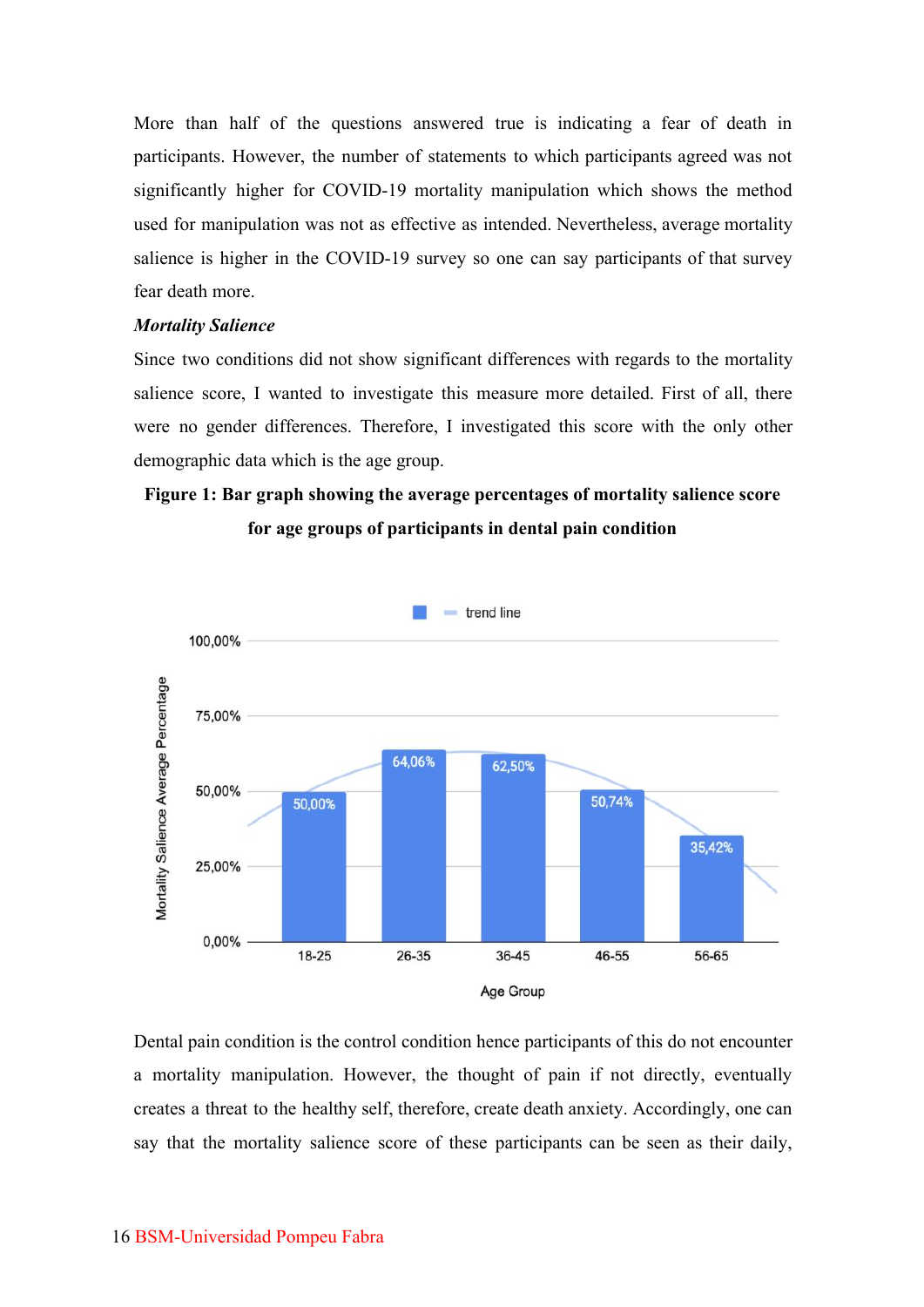More than half of the questions answered true is indicating a fear of death in participants. However, the number of statements to which participants agreed was not significantly higher for COVID-19 mortality manipulation which shows the method used for manipulation was not as effective as intended. Nevertheless, average mortality salience is higher in the COVID-19 survey so one can say participants of that survey fear death more.

***Mortality Salience***

Since two conditions did not show significant differences with regards to the mortality salience score, I wanted to investigate this measure more detailed. First of all, there were no gender differences. Therefore, I investigated this score with the only other demographic data which is the age group.

**Figure 1: Bar graph showing the average percentages of mortality salience score for age groups of participants in dental pain condition**

| Age Group | Mortality Salience Average Percentage |
|---|---|
| 18-25 | 50,00% |
| 26-35 | 64,06% |
| 36-45 | 62,50% |
| 46-55 | 50,74% |
| 56-65 | 35,42% |

Dental pain condition is the control condition hence participants of this do not encounter a mortality manipulation. However, the thought of pain if not directly, eventually creates a threat to the healthy self, therefore, create death anxiety. Accordingly, one can say that the mortality salience score of these participants can be seen as their daily,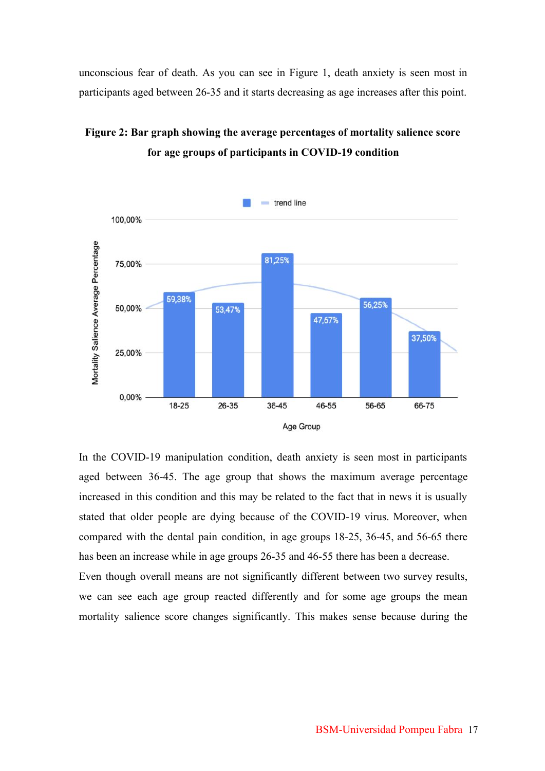unconscious fear of death. As you can see in Figure 1, death anxiety is seen most in participants aged between 26-35 and it starts decreasing as age increases after this point.

**Figure 2: Bar graph showing the average percentages of mortality salience score for age groups of participants in COVID-19 condition**

In the COVID-19 manipulation condition, death anxiety is seen most in participants aged between 36-45. The age group that shows the maximum average percentage increased in this condition and this may be related to the fact that in news it is usually stated that older people are dying because of the COVID-19 virus. Moreover, when compared with the dental pain condition, in age groups 18-25, 36-45, and 56-65 there has been an increase while in age groups 26-35 and 46-55 there has been a decrease.

Even though overall means are not significantly different between two survey results, we can see each age group reacted differently and for some age groups the mean mortality salience score changes significantly. This makes sense because during the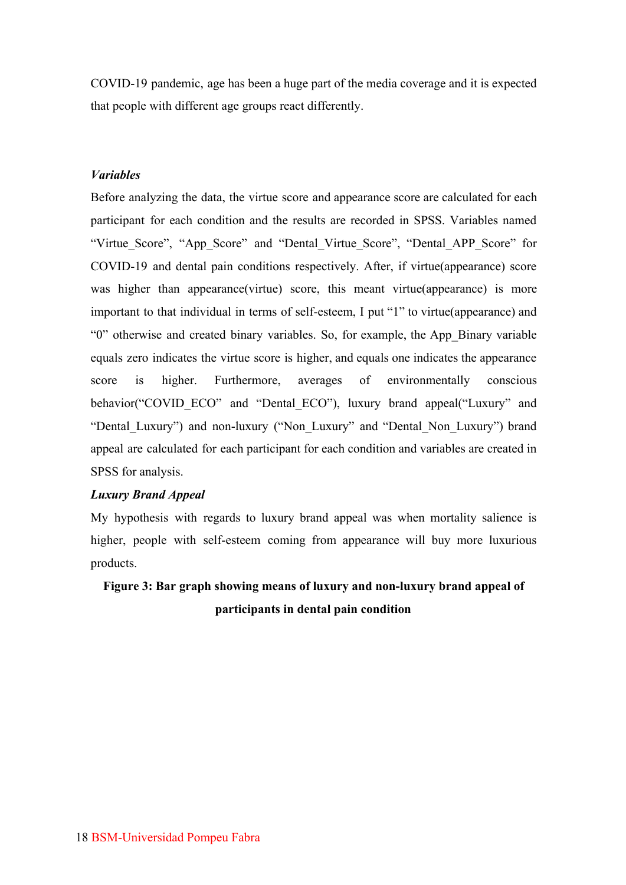COVID-19 pandemic, age has been a huge part of the media coverage and it is expected that people with different age groups react differently.

***Variables***

Before analyzing the data, the virtue score and appearance score are calculated for each participant for each condition and the results are recorded in SPSS. Variables named "Virtue_Score", "App_Score" and "Dental_Virtue_Score", "Dental_APP_Score" for COVID-19 and dental pain conditions respectively. After, if virtue(appearance) score was higher than appearance(virtue) score, this meant virtue(appearance) is more important to that individual in terms of self-esteem, I put "1" to virtue(appearance) and "0" otherwise and created binary variables. So, for example, the App_Binary variable equals zero indicates the virtue score is higher, and equals one indicates the appearance score is higher. Furthermore, averages of environmentally conscious behavior("COVID_ECO" and "Dental_ECO"), luxury brand appeal("Luxury" and "Dental_Luxury") and non-luxury ("Non_Luxury" and "Dental_Non_Luxury") brand appeal are calculated for each participant for each condition and variables are created in SPSS for analysis.

***Luxury Brand Appeal***

My hypothesis with regards to luxury brand appeal was when mortality salience is higher, people with self-esteem coming from appearance will buy more luxurious products.

**Figure 3: Bar graph showing means of luxury and non-luxury brand appeal of participants in dental pain condition**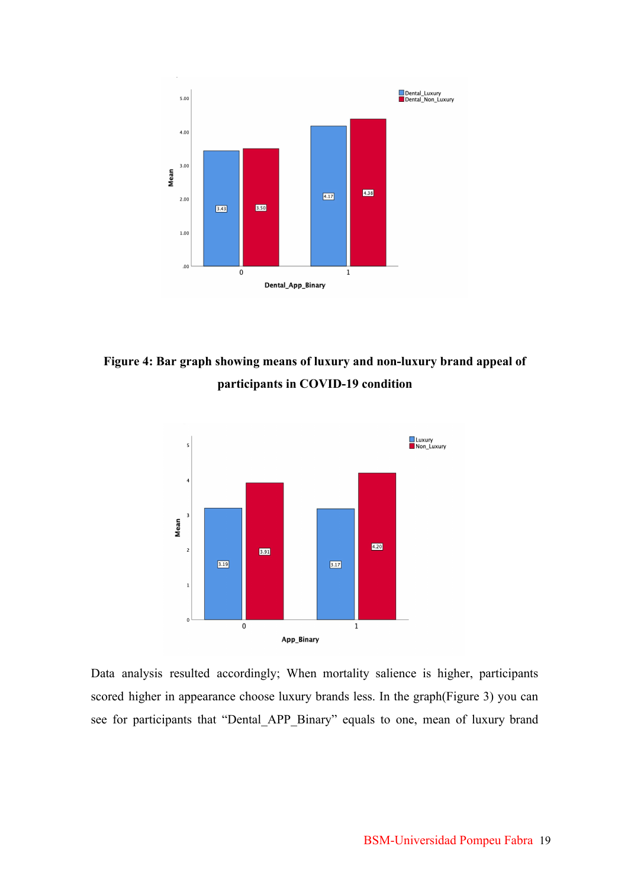**Figure 4: Bar graph showing means of luxury and non-luxury brand appeal of participants in COVID-19 condition**

Data analysis resulted accordingly; When mortality salience is higher, participants scored higher in appearance choose luxury brands less. In the graph(Figure 3) you can see for participants that "Dental_APP_Binary" equals to one, mean of luxury brand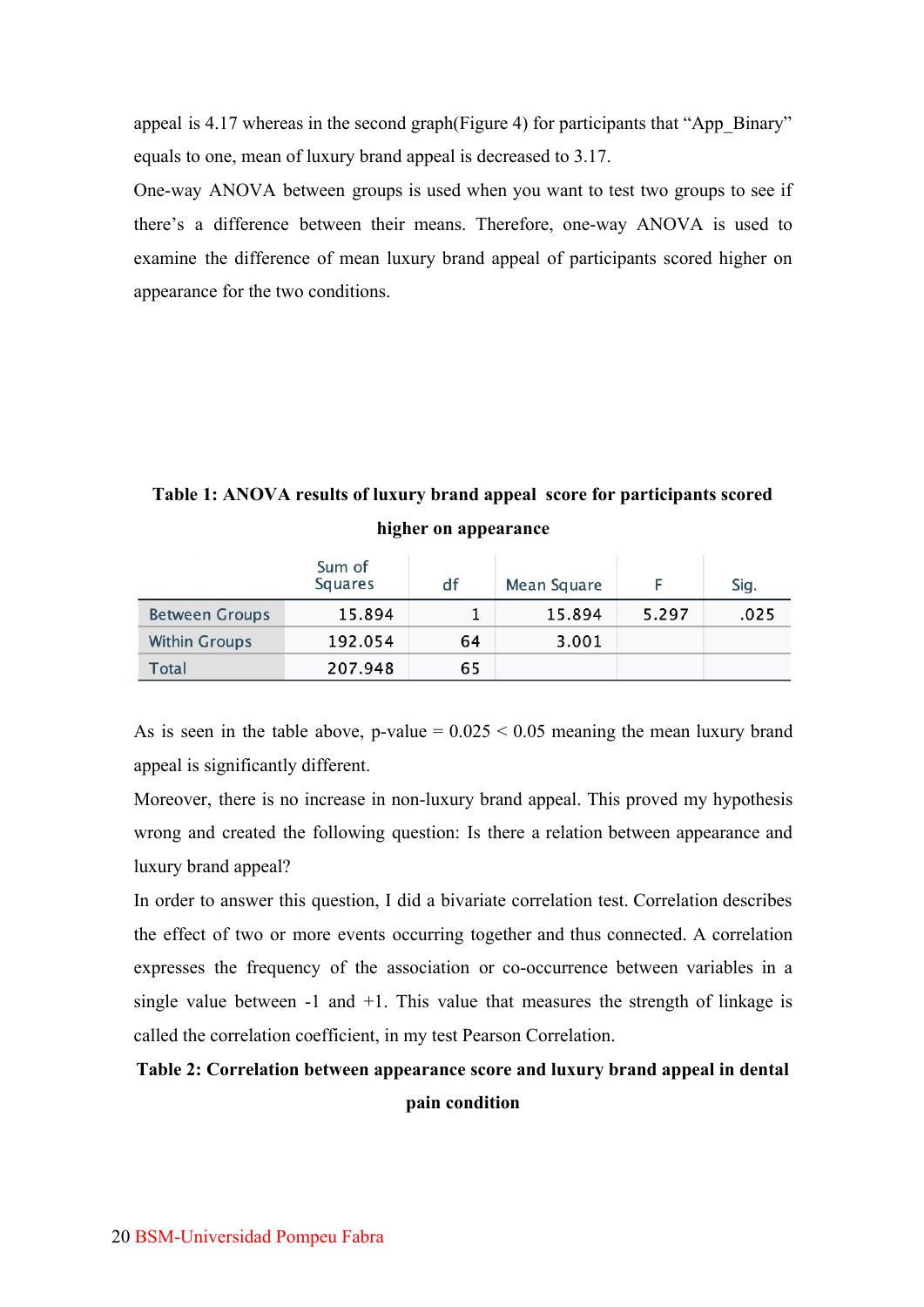appeal is 4.17 whereas in the second graph(Figure 4) for participants that “App_Binary” equals to one, mean of luxury brand appeal is decreased to 3.17.

One-way ANOVA between groups is used when you want to test two groups to see if there’s a difference between their means. Therefore, one-way ANOVA is used to examine the difference of mean luxury brand appeal of participants scored higher on appearance for the two conditions.

**Table 1: ANOVA results of luxury brand appeal score for participants scored higher on appearance**

| | Sum of Squares | df | Mean Square | F | Sig. |
|---|---|---|---|---|---|
| Between Groups | 15.894 | 1 | 15.894 | 5.297 | .025 |
| Within Groups | 192.054 | 64 | 3.001 | | |
| Total | 207.948 | 65 | | | |

As is seen in the table above, p-value = 0.025 < 0.05 meaning the mean luxury brand appeal is significantly different.

Moreover, there is no increase in non-luxury brand appeal. This proved my hypothesis wrong and created the following question: Is there a relation between appearance and luxury brand appeal?

In order to answer this question, I did a bivariate correlation test. Correlation describes the effect of two or more events occurring together and thus connected. A correlation expresses the frequency of the association or co-occurrence between variables in a single value between -1 and +1. This value that measures the strength of linkage is called the correlation coefficient, in my test Pearson Correlation.

**Table 2: Correlation between appearance score and luxury brand appeal in dental pain condition**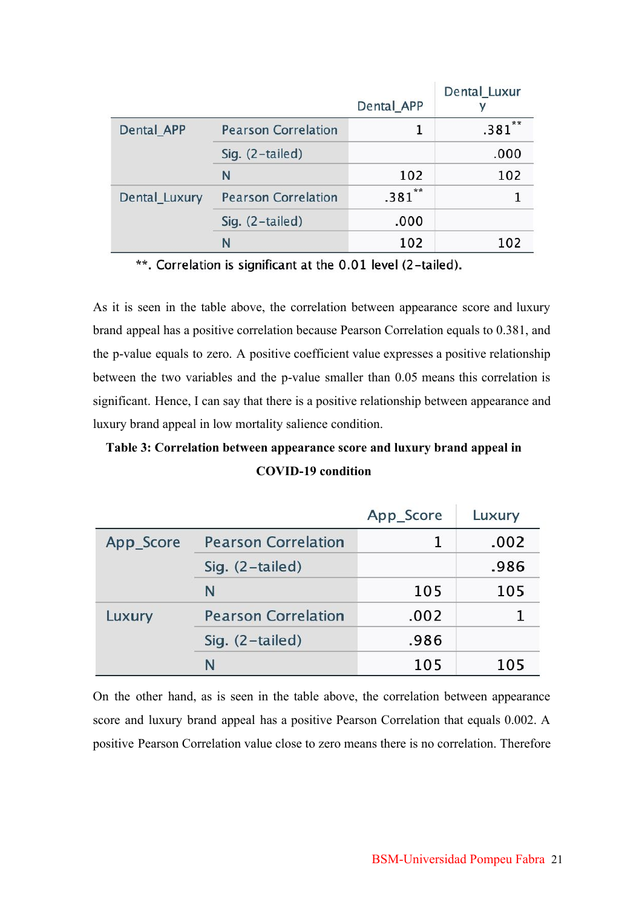| | | Dental_APP | Dental_Luxury |
|---|---|---|---|
| Dental_APP | Pearson Correlation | 1 | .381** |
| | Sig. (2-tailed) | | .000 |
| | N | 102 | 102 |
| Dental_Luxury | Pearson Correlation | .381** | 1 |
| | Sig. (2-tailed) | .000 | |
| | N | 102 | 102 |

**. Correlation is significant at the 0.01 level (2-tailed).

As it is seen in the table above, the correlation between appearance score and luxury brand appeal has a positive correlation because Pearson Correlation equals to 0.381, and the p-value equals to zero. A positive coefficient value expresses a positive relationship between the two variables and the p-value smaller than 0.05 means this correlation is significant. Hence, I can say that there is a positive relationship between appearance and luxury brand appeal in low mortality salience condition.

**Table 3: Correlation between appearance score and luxury brand appeal in COVID-19 condition**

| | | App_Score | Luxury |
|---|---|---|---|
| App_Score | Pearson Correlation | 1 | .002 |
| | Sig. (2-tailed) | | .986 |
| | N | 105 | 105 |
| Luxury | Pearson Correlation | .002 | 1 |
| | Sig. (2-tailed) | .986 | |
| | N | 105 | 105 |

On the other hand, as is seen in the table above, the correlation between appearance score and luxury brand appeal has a positive Pearson Correlation that equals 0.002. A positive Pearson Correlation value close to zero means there is no correlation. Therefore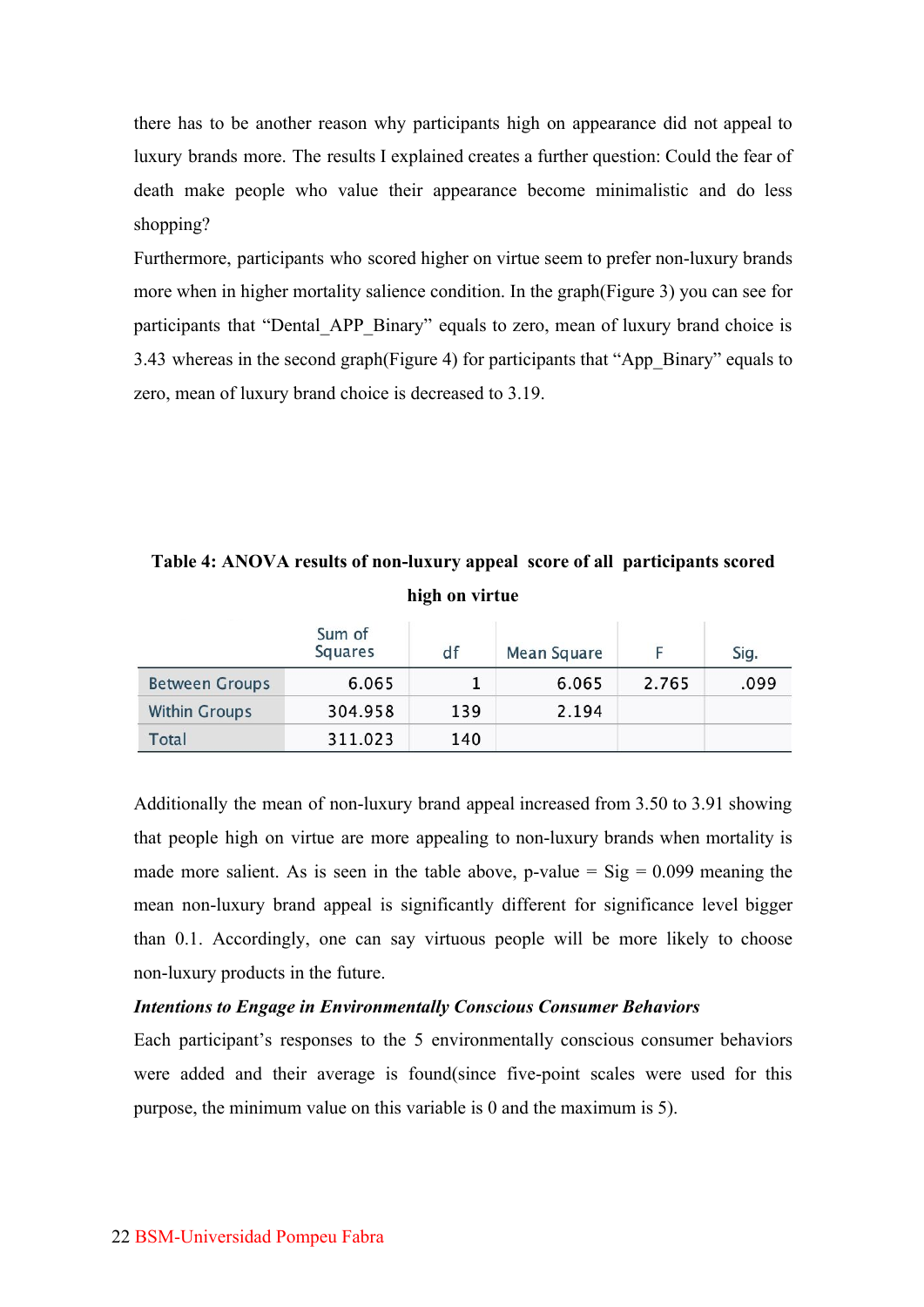there has to be another reason why participants high on appearance did not appeal to luxury brands more. The results I explained creates a further question: Could the fear of death make people who value their appearance become minimalistic and do less shopping?

Furthermore, participants who scored higher on virtue seem to prefer non-luxury brands more when in higher mortality salience condition. In the graph(Figure 3) you can see for participants that "Dental_APP_Binary" equals to zero, mean of luxury brand choice is 3.43 whereas in the second graph(Figure 4) for participants that "App_Binary" equals to zero, mean of luxury brand choice is decreased to 3.19.

**Table 4: ANOVA results of non-luxury appeal score of all participants scored high on virtue**

| | Sum of Squares | df | Mean Square | F | Sig. |
|---|---|---|---|---|---|
| Between Groups | 6.065 | 1 | 6.065 | 2.765 | .099 |
| Within Groups | 304.958 | 139 | 2.194 | | |
| Total | 311.023 | 140 | | | |

Additionally the mean of non-luxury brand appeal increased from 3.50 to 3.91 showing that people high on virtue are more appealing to non-luxury brands when mortality is made more salient. As is seen in the table above, p-value = Sig = 0.099 meaning the mean non-luxury brand appeal is significantly different for significance level bigger than 0.1. Accordingly, one can say virtuous people will be more likely to choose non-luxury products in the future.

***Intentions to Engage in Environmentally Conscious Consumer Behaviors***

Each participant's responses to the 5 environmentally conscious consumer behaviors were added and their average is found(since five-point scales were used for this purpose, the minimum value on this variable is 0 and the maximum is 5).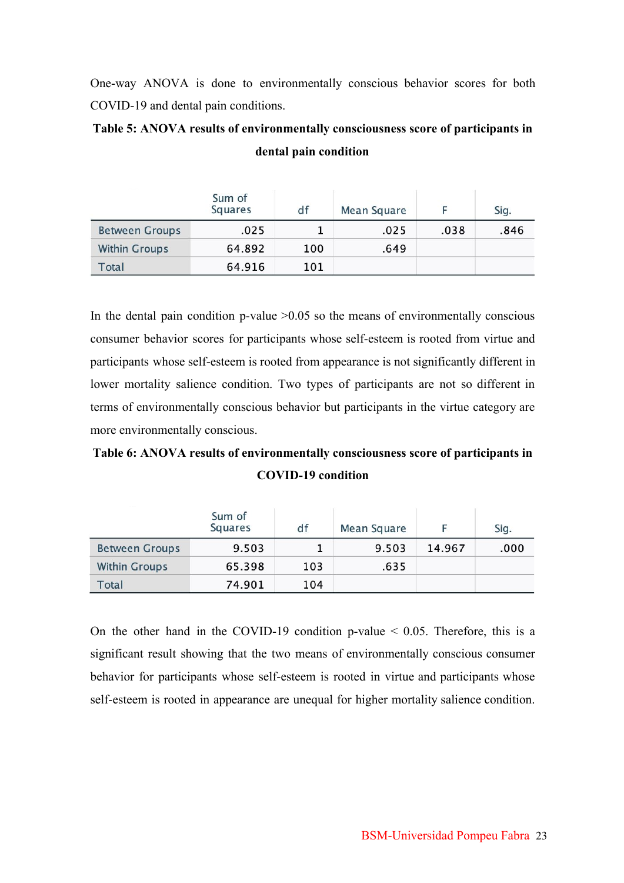One-way ANOVA is done to environmentally conscious behavior scores for both COVID-19 and dental pain conditions.

**Table 5: ANOVA results of environmentally consciousness score of participants in dental pain condition**

| | Sum of Squares | df | Mean Square | F | Sig. |
|---|---|---|---|---|---|
| Between Groups | .025 | 1 | .025 | .038 | .846 |
| Within Groups | 64.892 | 100 | .649 | | |
| Total | 64.916 | 101 | | | |

In the dental pain condition p-value >0.05 so the means of environmentally conscious consumer behavior scores for participants whose self-esteem is rooted from virtue and participants whose self-esteem is rooted from appearance is not significantly different in lower mortality salience condition. Two types of participants are not so different in terms of environmentally conscious behavior but participants in the virtue category are more environmentally conscious.

**Table 6: ANOVA results of environmentally consciousness score of participants in COVID-19 condition**

| | Sum of Squares | df | Mean Square | F | Sig. |
|---|---|---|---|---|---|
| Between Groups | 9.503 | 1 | 9.503 | 14.967 | .000 |
| Within Groups | 65.398 | 103 | .635 | | |
| Total | 74.901 | 104 | | | |

On the other hand in the COVID-19 condition p-value < 0.05. Therefore, this is a significant result showing that the two means of environmentally conscious consumer behavior for participants whose self-esteem is rooted in virtue and participants whose self-esteem is rooted in appearance are unequal for higher mortality salience condition.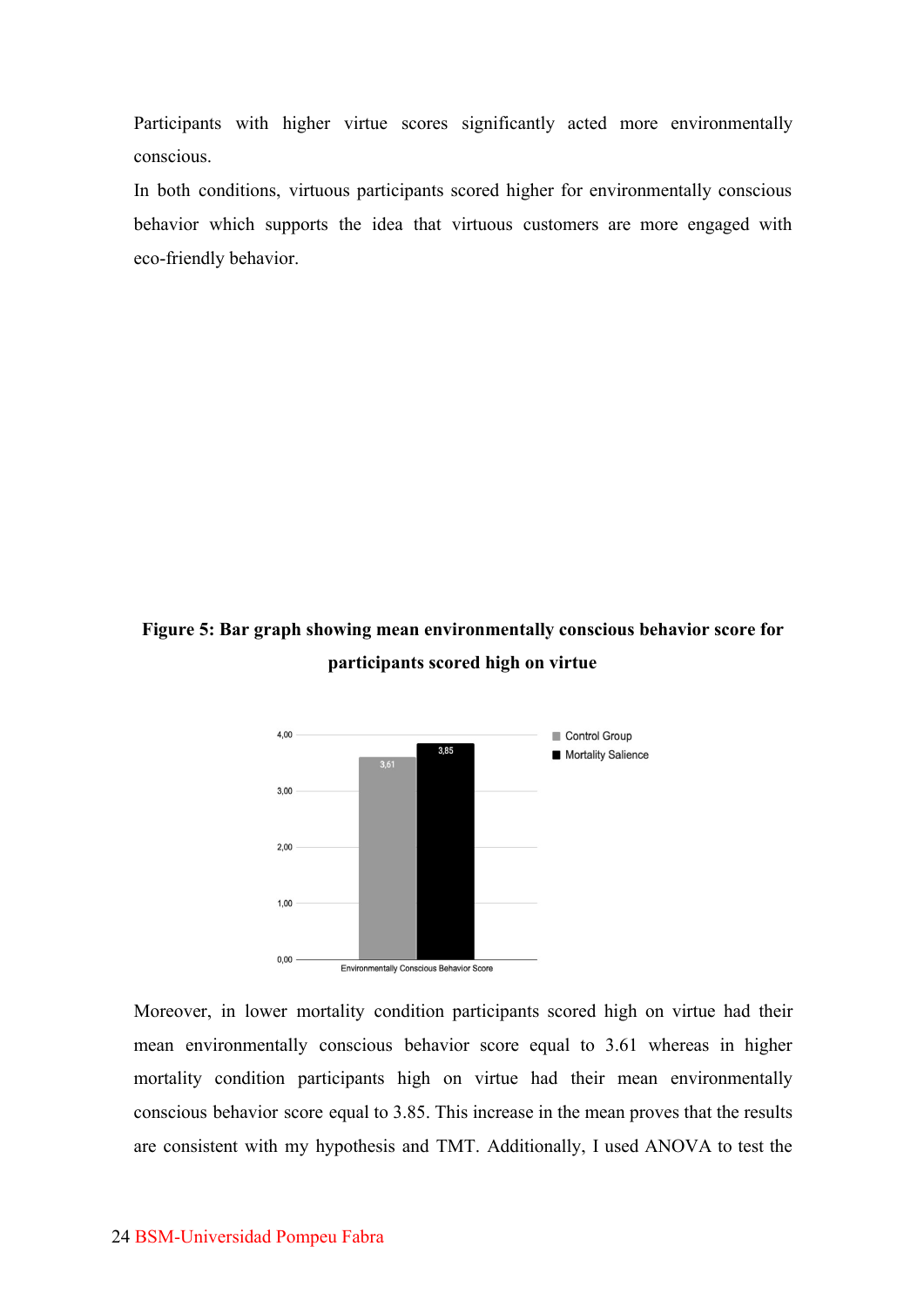Participants with higher virtue scores significantly acted more environmentally conscious.

In both conditions, virtuous participants scored higher for environmentally conscious behavior which supports the idea that virtuous customers are more engaged with eco-friendly behavior.

**Figure 5: Bar graph showing mean environmentally conscious behavior score for participants scored high on virtue**

Moreover, in lower mortality condition participants scored high on virtue had their mean environmentally conscious behavior score equal to 3.61 whereas in higher mortality condition participants high on virtue had their mean environmentally conscious behavior score equal to 3.85. This increase in the mean proves that the results are consistent with my hypothesis and TMT. Additionally, I used ANOVA to test the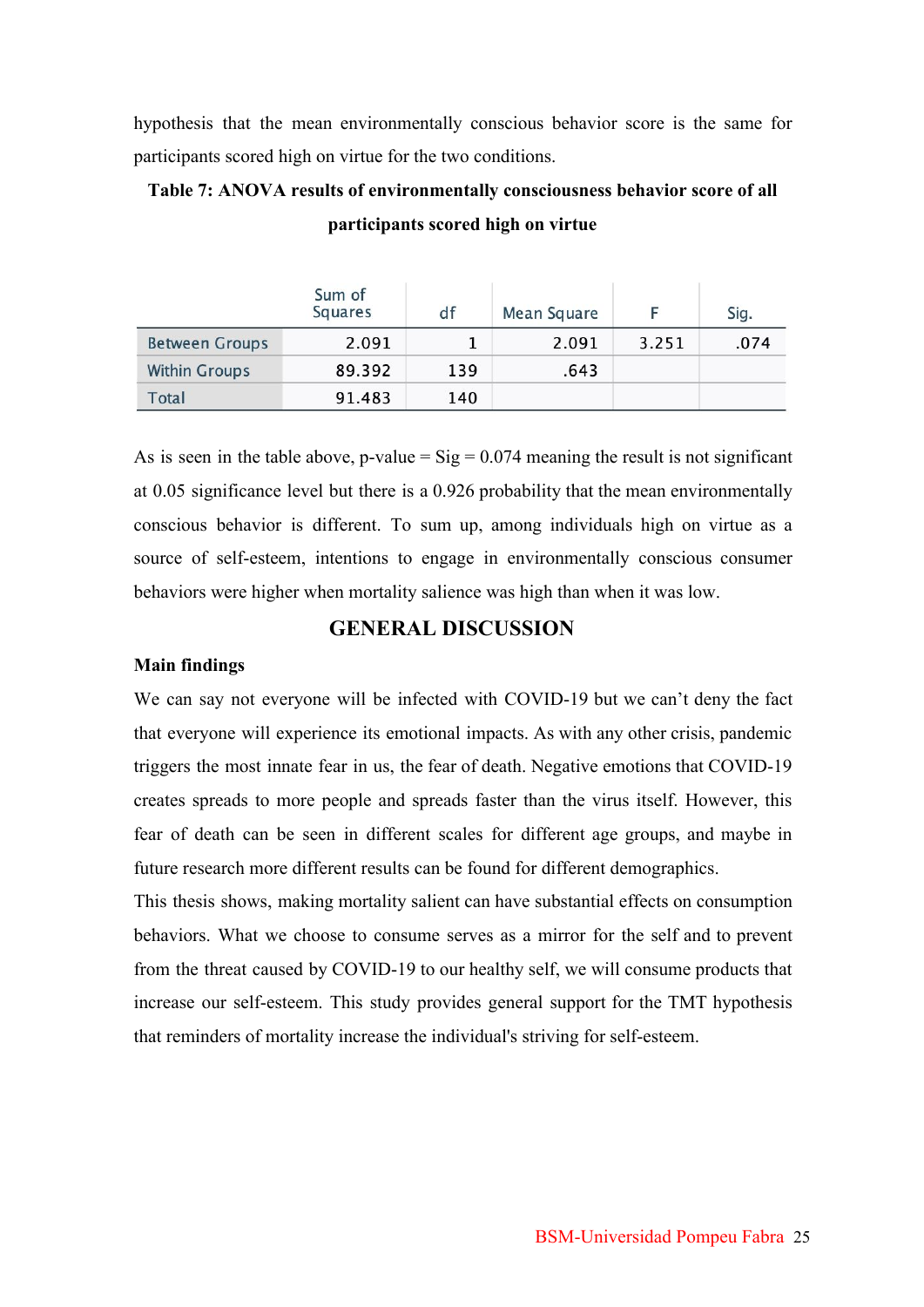hypothesis that the mean environmentally conscious behavior score is the same for participants scored high on virtue for the two conditions.

**Table 7: ANOVA results of environmentally consciousness behavior score of all participants scored high on virtue**

| | Sum of Squares | df | Mean Square | F | Sig. |
|---|---|---|---|---|---|
| Between Groups | 2.091 | 1 | 2.091 | 3.251 | .074 |
| Within Groups | 89.392 | 139 | .643 | | |
| Total | 91.483 | 140 | | | |

As is seen in the table above, p-value = Sig = 0.074 meaning the result is not significant at 0.05 significance level but there is a 0.926 probability that the mean environmentally conscious behavior is different. To sum up, among individuals high on virtue as a source of self-esteem, intentions to engage in environmentally conscious consumer behaviors were higher when mortality salience was high than when it was low.

## GENERAL DISCUSSION

### Main findings

We can say not everyone will be infected with COVID-19 but we can't deny the fact that everyone will experience its emotional impacts. As with any other crisis, pandemic triggers the most innate fear in us, the fear of death. Negative emotions that COVID-19 creates spreads to more people and spreads faster than the virus itself. However, this fear of death can be seen in different scales for different age groups, and maybe in future research more different results can be found for different demographics.

This thesis shows, making mortality salient can have substantial effects on consumption behaviors. What we choose to consume serves as a mirror for the self and to prevent from the threat caused by COVID-19 to our healthy self, we will consume products that increase our self-esteem. This study provides general support for the TMT hypothesis that reminders of mortality increase the individual's striving for self-esteem.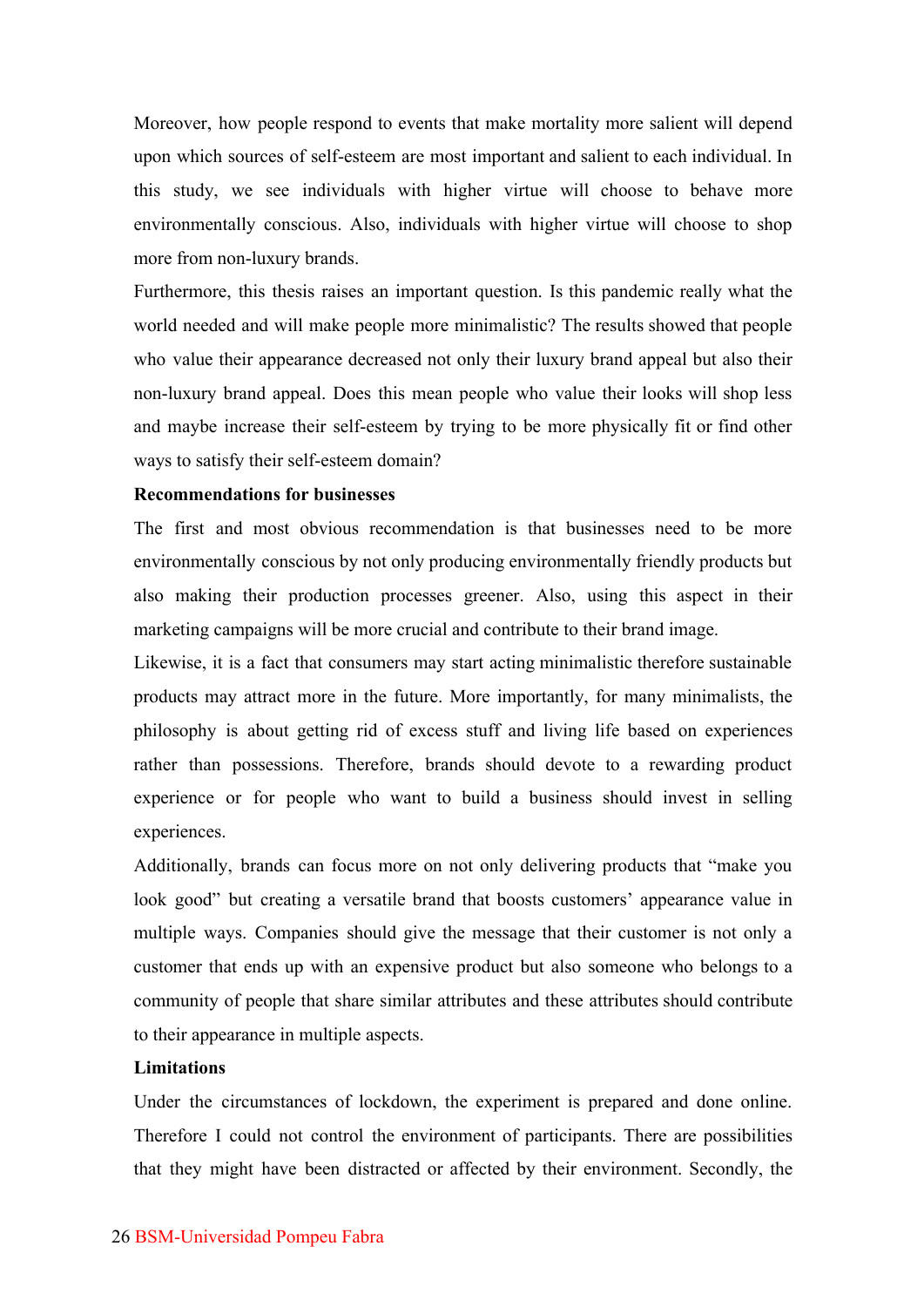Moreover, how people respond to events that make mortality more salient will depend upon which sources of self-esteem are most important and salient to each individual. In this study, we see individuals with higher virtue will choose to behave more environmentally conscious. Also, individuals with higher virtue will choose to shop more from non-luxury brands.

Furthermore, this thesis raises an important question. Is this pandemic really what the world needed and will make people more minimalistic? The results showed that people who value their appearance decreased not only their luxury brand appeal but also their non-luxury brand appeal. Does this mean people who value their looks will shop less and maybe increase their self-esteem by trying to be more physically fit or find other ways to satisfy their self-esteem domain?

**Recommendations for businesses**

The first and most obvious recommendation is that businesses need to be more environmentally conscious by not only producing environmentally friendly products but also making their production processes greener. Also, using this aspect in their marketing campaigns will be more crucial and contribute to their brand image.

Likewise, it is a fact that consumers may start acting minimalistic therefore sustainable products may attract more in the future. More importantly, for many minimalists, the philosophy is about getting rid of excess stuff and living life based on experiences rather than possessions. Therefore, brands should devote to a rewarding product experience or for people who want to build a business should invest in selling experiences.

Additionally, brands can focus more on not only delivering products that "make you look good" but creating a versatile brand that boosts customers' appearance value in multiple ways. Companies should give the message that their customer is not only a customer that ends up with an expensive product but also someone who belongs to a community of people that share similar attributes and these attributes should contribute to their appearance in multiple aspects.

**Limitations**

Under the circumstances of lockdown, the experiment is prepared and done online. Therefore I could not control the environment of participants. There are possibilities that they might have been distracted or affected by their environment. Secondly, the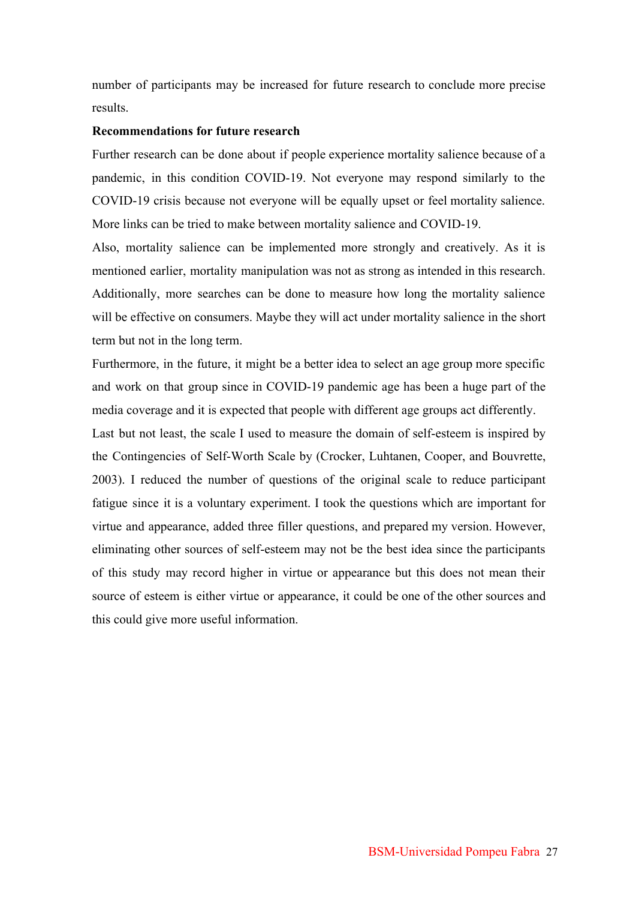number of participants may be increased for future research to conclude more precise results.

**Recommendations for future research**

Further research can be done about if people experience mortality salience because of a pandemic, in this condition COVID-19. Not everyone may respond similarly to the COVID-19 crisis because not everyone will be equally upset or feel mortality salience. More links can be tried to make between mortality salience and COVID-19.

Also, mortality salience can be implemented more strongly and creatively. As it is mentioned earlier, mortality manipulation was not as strong as intended in this research. Additionally, more searches can be done to measure how long the mortality salience will be effective on consumers. Maybe they will act under mortality salience in the short term but not in the long term.

Furthermore, in the future, it might be a better idea to select an age group more specific and work on that group since in COVID-19 pandemic age has been a huge part of the media coverage and it is expected that people with different age groups act differently.

Last but not least, the scale I used to measure the domain of self-esteem is inspired by the Contingencies of Self-Worth Scale by (Crocker, Luhtanen, Cooper, and Bouvrette, 2003). I reduced the number of questions of the original scale to reduce participant fatigue since it is a voluntary experiment. I took the questions which are important for virtue and appearance, added three filler questions, and prepared my version. However, eliminating other sources of self-esteem may not be the best idea since the participants of this study may record higher in virtue or appearance but this does not mean their source of esteem is either virtue or appearance, it could be one of the other sources and this could give more useful information.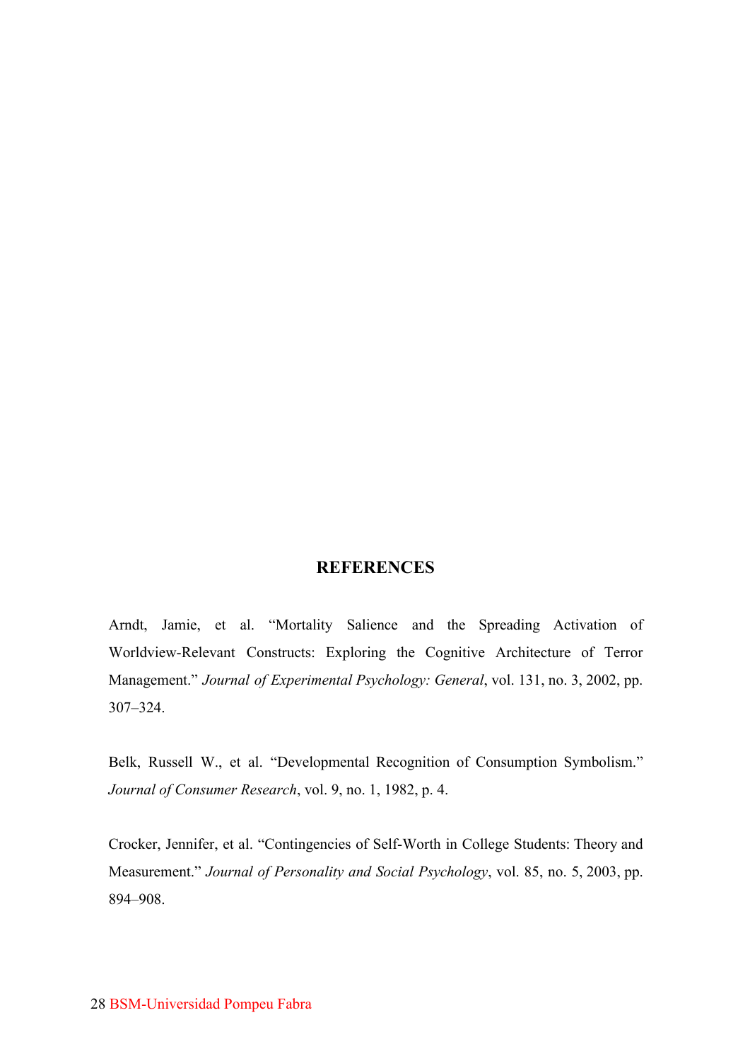## REFERENCES

Arndt, Jamie, et al. “Mortality Salience and the Spreading Activation of Worldview-Relevant Constructs: Exploring the Cognitive Architecture of Terror Management.” *Journal of Experimental Psychology: General*, vol. 131, no. 3, 2002, pp. 307–324.

Belk, Russell W., et al. “Developmental Recognition of Consumption Symbolism.” *Journal of Consumer Research*, vol. 9, no. 1, 1982, p. 4.

Crocker, Jennifer, et al. “Contingencies of Self-Worth in College Students: Theory and Measurement.” *Journal of Personality and Social Psychology*, vol. 85, no. 5, 2003, pp. 894–908.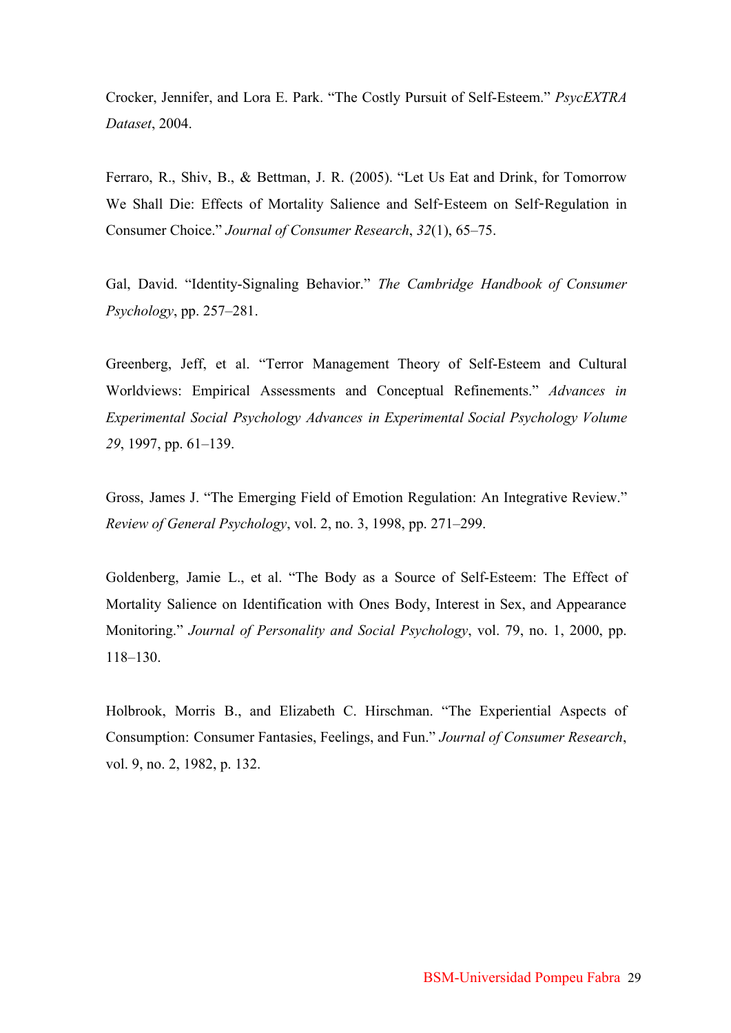Crocker, Jennifer, and Lora E. Park. “The Costly Pursuit of Self-Esteem.” *PsycEXTRA Dataset*, 2004.

Ferraro, R., Shiv, B., & Bettman, J. R. (2005). “Let Us Eat and Drink, for Tomorrow We Shall Die: Effects of Mortality Salience and Self‐Esteem on Self‐Regulation in Consumer Choice.” *Journal of Consumer Research*, *32*(1), 65–75.

Gal, David. “Identity-Signaling Behavior.” *The Cambridge Handbook of Consumer Psychology*, pp. 257–281.

Greenberg, Jeff, et al. “Terror Management Theory of Self-Esteem and Cultural Worldviews: Empirical Assessments and Conceptual Refinements.” *Advances in Experimental Social Psychology Advances in Experimental Social Psychology Volume 29*, 1997, pp. 61–139.

Gross, James J. “The Emerging Field of Emotion Regulation: An Integrative Review.” *Review of General Psychology*, vol. 2, no. 3, 1998, pp. 271–299.

Goldenberg, Jamie L., et al. “The Body as a Source of Self-Esteem: The Effect of Mortality Salience on Identification with Ones Body, Interest in Sex, and Appearance Monitoring.” *Journal of Personality and Social Psychology*, vol. 79, no. 1, 2000, pp. 118–130.

Holbrook, Morris B., and Elizabeth C. Hirschman. “The Experiential Aspects of Consumption: Consumer Fantasies, Feelings, and Fun.” *Journal of Consumer Research*, vol. 9, no. 2, 1982, p. 132.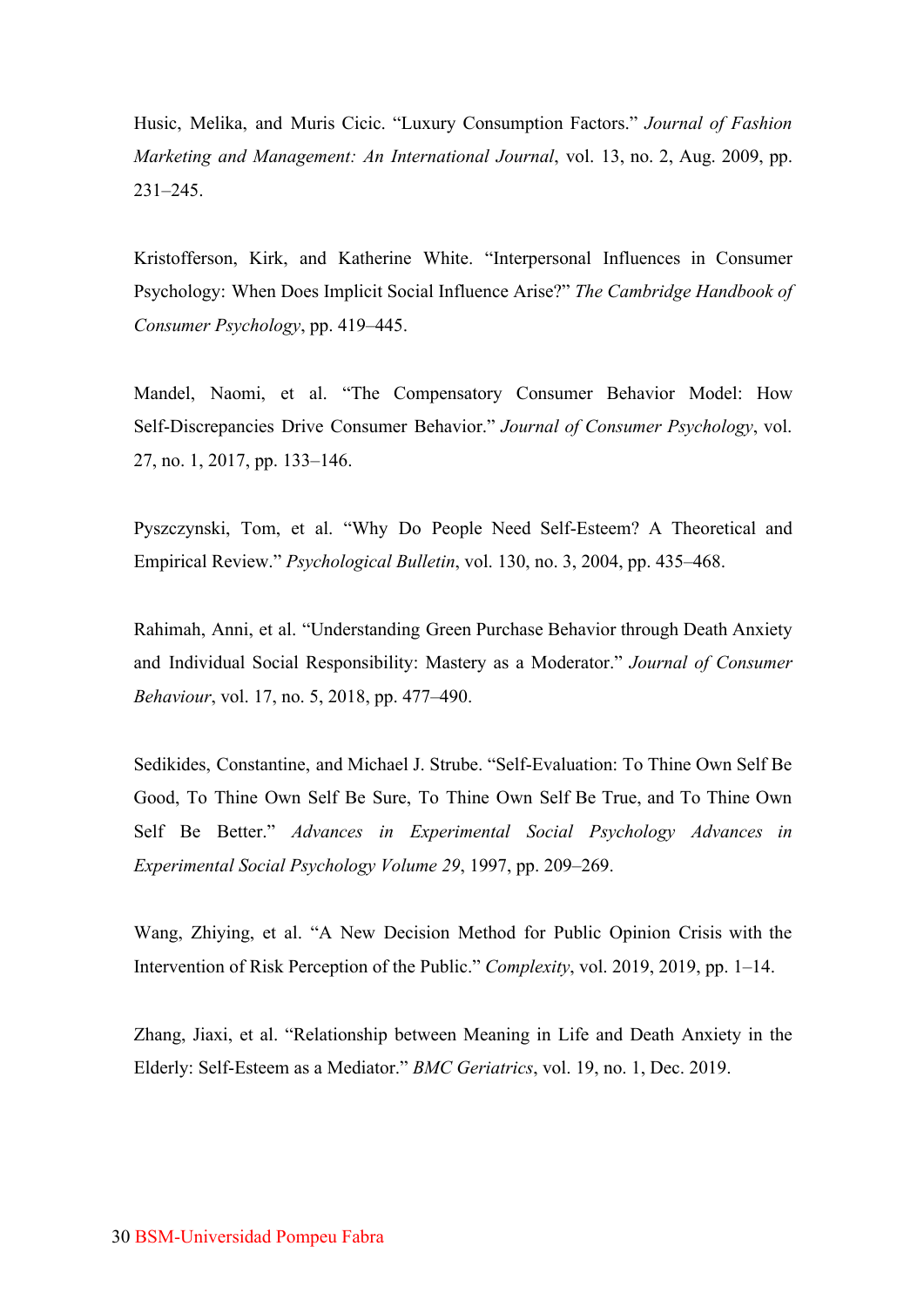Husic, Melika, and Muris Cicic. “Luxury Consumption Factors.” *Journal of Fashion Marketing and Management: An International Journal*, vol. 13, no. 2, Aug. 2009, pp. 231–245.

Kristofferson, Kirk, and Katherine White. “Interpersonal Influences in Consumer Psychology: When Does Implicit Social Influence Arise?” *The Cambridge Handbook of Consumer Psychology*, pp. 419–445.

Mandel, Naomi, et al. “The Compensatory Consumer Behavior Model: How Self-Discrepancies Drive Consumer Behavior.” *Journal of Consumer Psychology*, vol. 27, no. 1, 2017, pp. 133–146.

Pyszczynski, Tom, et al. “Why Do People Need Self-Esteem? A Theoretical and Empirical Review.” *Psychological Bulletin*, vol. 130, no. 3, 2004, pp. 435–468.

Rahimah, Anni, et al. “Understanding Green Purchase Behavior through Death Anxiety and Individual Social Responsibility: Mastery as a Moderator.” *Journal of Consumer Behaviour*, vol. 17, no. 5, 2018, pp. 477–490.

Sedikides, Constantine, and Michael J. Strube. “Self-Evaluation: To Thine Own Self Be Good, To Thine Own Self Be Sure, To Thine Own Self Be True, and To Thine Own Self Be Better.” *Advances in Experimental Social Psychology Advances in Experimental Social Psychology Volume 29*, 1997, pp. 209–269.

Wang, Zhiying, et al. “A New Decision Method for Public Opinion Crisis with the Intervention of Risk Perception of the Public.” *Complexity*, vol. 2019, 2019, pp. 1–14.

Zhang, Jiaxi, et al. “Relationship between Meaning in Life and Death Anxiety in the Elderly: Self-Esteem as a Mediator.” *BMC Geriatrics*, vol. 19, no. 1, Dec. 2019.